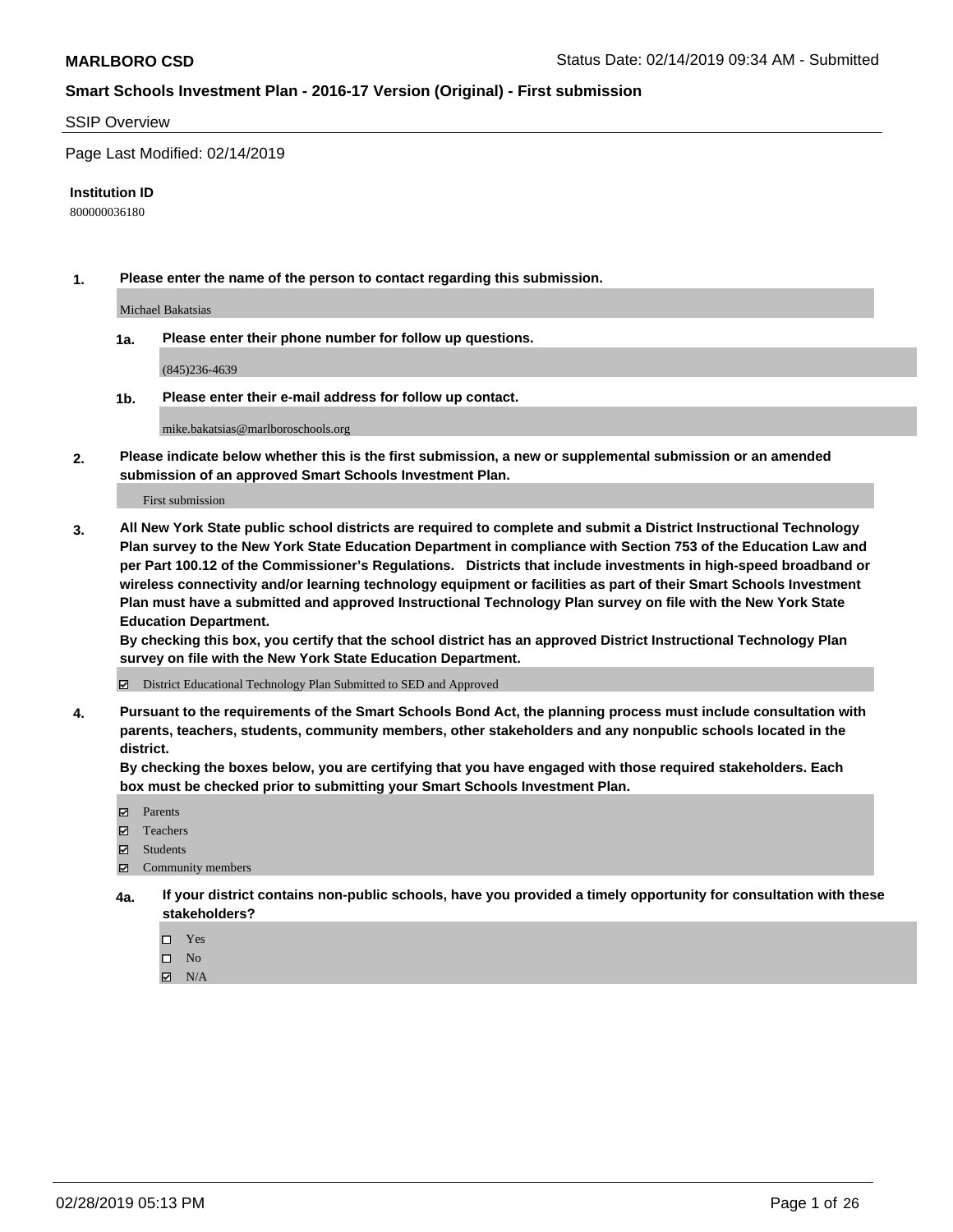**MARLBORO CSD** Status Date: 02/14/2019 09:34 AM - Submitted

**Smart Schools Investment Plan - 2016-17 Version (Original) - First submission**

SSIP Overview

Page Last Modified: 02/14/2019

**Institution ID**

800000036180

**1. Please enter the name of the person to contact regarding this submission.**

Michael Bakatsias

**1a. Please enter their phone number for follow up questions.**

(845)236-4639

**1b. Please enter their e-mail address for follow up contact.**

mike.bakatsias@marlboroschools.org

**2. Please indicate below whether this is the first submission, a new or supplemental submission or an amended submission of an approved Smart Schools Investment Plan.**

First submission

**3. All New York State public school districts are required to complete and submit a District Instructional Technology Plan survey to the New York State Education Department in compliance with Section 753 of the Education Law and per Part 100.12 of the Commissioner's Regulations. Districts that include investments in high-speed broadband or wireless connectivity and/or learning technology equipment or facilities as part of their Smart Schools Investment Plan must have a submitted and approved Instructional Technology Plan survey on file with the New York State Education Department.**
**By checking this box, you certify that the school district has an approved District Instructional Technology Plan survey on file with the New York State Education Department.**

☑ District Educational Technology Plan Submitted to SED and Approved

**4. Pursuant to the requirements of the Smart Schools Bond Act, the planning process must include consultation with parents, teachers, students, community members, other stakeholders and any nonpublic schools located in the district.**
**By checking the boxes below, you are certifying that you have engaged with those required stakeholders. Each box must be checked prior to submitting your Smart Schools Investment Plan.**

☑ Parents
☑ Teachers
☑ Students
☑ Community members

**4a. If your district contains non-public schools, have you provided a timely opportunity for consultation with these stakeholders?**

☐ Yes
☐ No
☑ N/A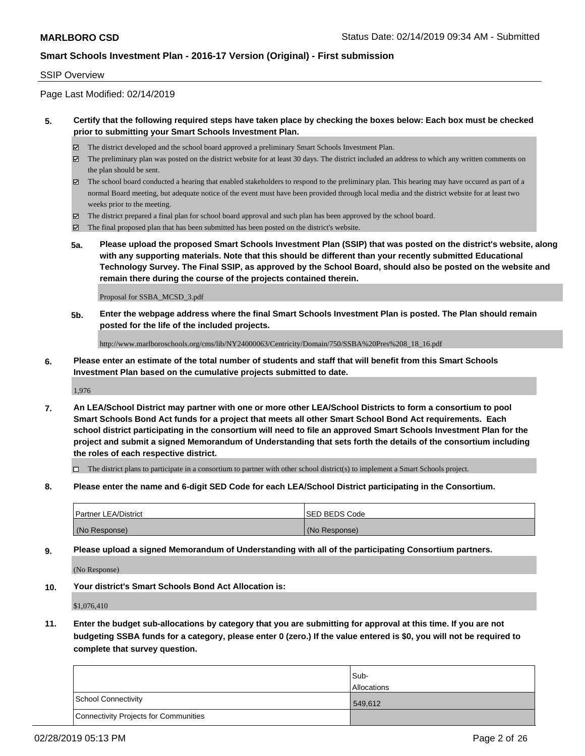SSIP Overview

Page Last Modified: 02/14/2019

**5. Certify that the following required steps have taken place by checking the boxes below: Each box must be checked prior to submitting your Smart Schools Investment Plan.**

- ☑ The district developed and the school board approved a preliminary Smart Schools Investment Plan.
- ☑ The preliminary plan was posted on the district website for at least 30 days. The district included an address to which any written comments on the plan should be sent.
- ☑ The school board conducted a hearing that enabled stakeholders to respond to the preliminary plan. This hearing may have occured as part of a normal Board meeting, but adequate notice of the event must have been provided through local media and the district website for at least two weeks prior to the meeting.
- ☑ The district prepared a final plan for school board approval and such plan has been approved by the school board.
- ☑ The final proposed plan that has been submitted has been posted on the district's website.

**5a. Please upload the proposed Smart Schools Investment Plan (SSIP) that was posted on the district's website, along with any supporting materials. Note that this should be different than your recently submitted Educational Technology Survey. The Final SSIP, as approved by the School Board, should also be posted on the website and remain there during the course of the projects contained therein.**

Proposal for SSBA_MCSD_3.pdf

**5b. Enter the webpage address where the final Smart Schools Investment Plan is posted. The Plan should remain posted for the life of the included projects.**

http://www.marlboroschools.org/cms/lib/NY24000063/Centricity/Domain/750/SSBA%20Pres%208_18_16.pdf

**6. Please enter an estimate of the total number of students and staff that will benefit from this Smart Schools Investment Plan based on the cumulative projects submitted to date.**

1,976

**7. An LEA/School District may partner with one or more other LEA/School Districts to form a consortium to pool Smart Schools Bond Act funds for a project that meets all other Smart School Bond Act requirements. Each school district participating in the consortium will need to file an approved Smart Schools Investment Plan for the project and submit a signed Memorandum of Understanding that sets forth the details of the consortium including the roles of each respective district.**

- ☐ The district plans to participate in a consortium to partner with other school district(s) to implement a Smart Schools project.

**8. Please enter the name and 6-digit SED Code for each LEA/School District participating in the Consortium.**

| Partner LEA/District | SED BEDS Code |
|---|---|
| (No Response) | (No Response) |

**9. Please upload a signed Memorandum of Understanding with all of the participating Consortium partners.**

(No Response)

**10. Your district's Smart Schools Bond Act Allocation is:**

$1,076,410

**11. Enter the budget sub-allocations by category that you are submitting for approval at this time. If you are not budgeting SSBA funds for a category, please enter 0 (zero.) If the value entered is $0, you will not be required to complete that survey question.**

| | Sub-Allocations |
|---|---|
| School Connectivity | 549,612 |
| Connectivity Projects for Communities | |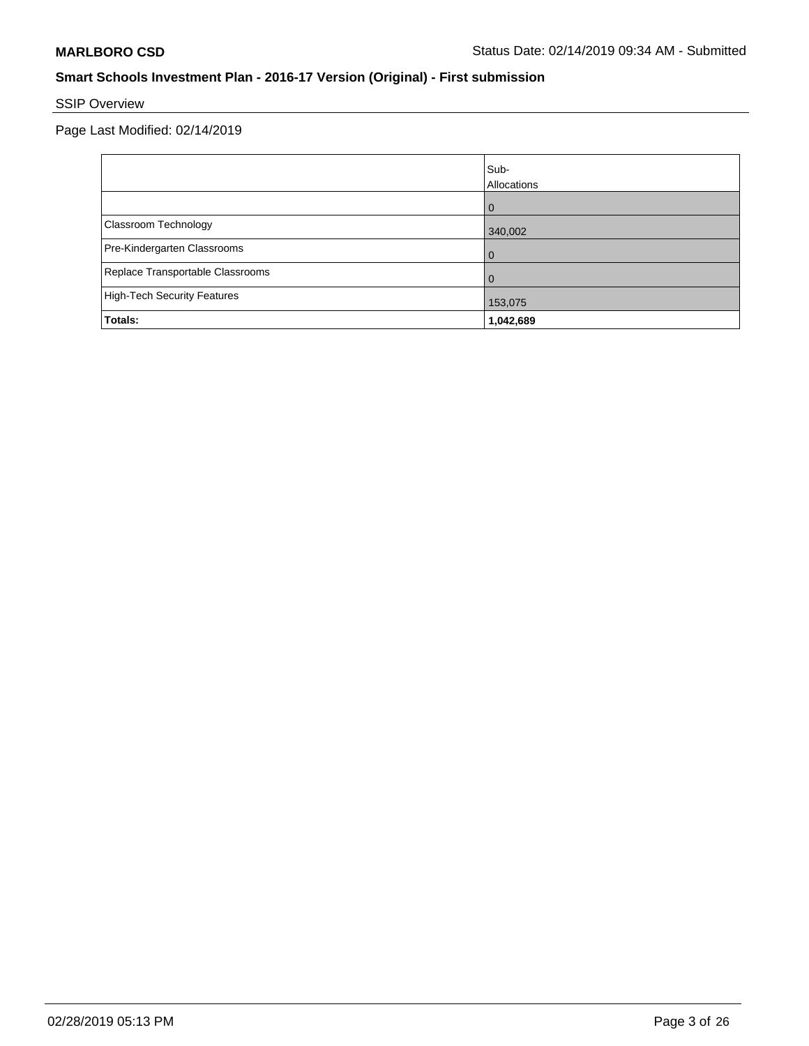**MARLBORO CSD** Status Date: 02/14/2019 09:34 AM - Submitted

**Smart Schools Investment Plan - 2016-17 Version (Original) - First submission**

SSIP Overview

Page Last Modified: 02/14/2019

| | Sub-Allocations |
|---|---|
| | 0 |
| Classroom Technology | 340,002 |
| Pre-Kindergarten Classrooms | 0 |
| Replace Transportable Classrooms | 0 |
| High-Tech Security Features | 153,075 |
| **Totals:** | **1,042,689** |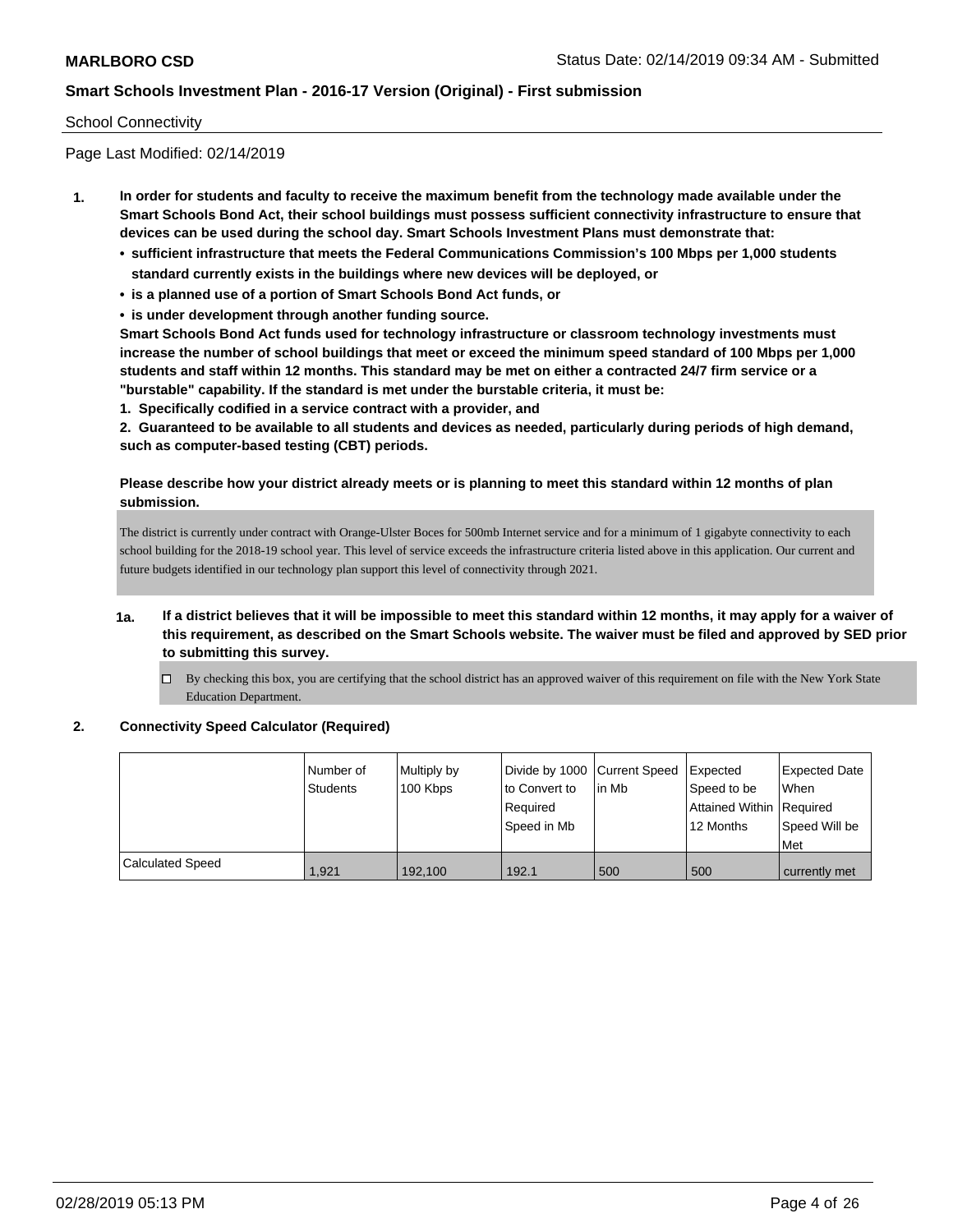School Connectivity

Page Last Modified: 02/14/2019

1. **In order for students and faculty to receive the maximum benefit from the technology made available under the Smart Schools Bond Act, their school buildings must possess sufficient connectivity infrastructure to ensure that devices can be used during the school day. Smart Schools Investment Plans must demonstrate that:**
   - **sufficient infrastructure that meets the Federal Communications Commission's 100 Mbps per 1,000 students standard currently exists in the buildings where new devices will be deployed, or**
   - **is a planned use of a portion of Smart Schools Bond Act funds, or**
   - **is under development through another funding source.**

   **Smart Schools Bond Act funds used for technology infrastructure or classroom technology investments must increase the number of school buildings that meet or exceed the minimum speed standard of 100 Mbps per 1,000 students and staff within 12 months. This standard may be met on either a contracted 24/7 firm service or a "burstable" capability. If the standard is met under the burstable criteria, it must be:**

   **1. Specifically codified in a service contract with a provider, and**

   **2. Guaranteed to be available to all students and devices as needed, particularly during periods of high demand, such as computer-based testing (CBT) periods.**

   **Please describe how your district already meets or is planning to meet this standard within 12 months of plan submission.**

   The district is currently under contract with Orange-Ulster Boces for 500mb Internet service and for a minimum of 1 gigabyte connectivity to each school building for the 2018-19 school year. This level of service exceeds the infrastructure criteria listed above in this application. Our current and future budgets identified in our technology plan support this level of connectivity through 2021.

   **1a. If a district believes that it will be impossible to meet this standard within 12 months, it may apply for a waiver of this requirement, as described on the Smart Schools website. The waiver must be filed and approved by SED prior to submitting this survey.**

   ☐ By checking this box, you are certifying that the school district has an approved waiver of this requirement on file with the New York State Education Department.

2. **Connectivity Speed Calculator (Required)**

| | Number of Students | Multiply by 100 Kbps | Divide by 1000 to Convert to Required Speed in Mb | Current Speed in Mb | Expected Speed to be Attained Within 12 Months | Expected Date When Required Speed Will be Met |
|---|---|---|---|---|---|---|
| Calculated Speed | 1,921 | 192,100 | 192.1 | 500 | 500 | currently met |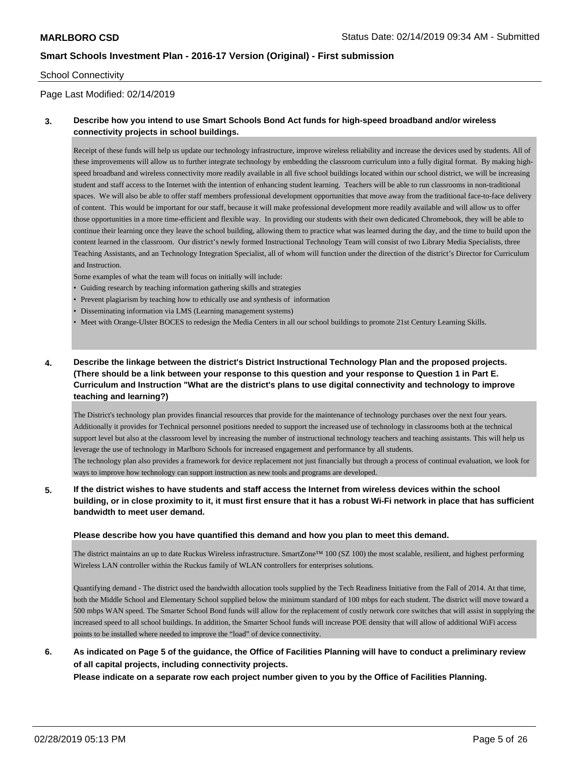School Connectivity

Page Last Modified: 02/14/2019

**3. Describe how you intend to use Smart Schools Bond Act funds for high-speed broadband and/or wireless connectivity projects in school buildings.**

Receipt of these funds will help us update our technology infrastructure, improve wireless reliability and increase the devices used by students. All of these improvements will allow us to further integrate technology by embedding the classroom curriculum into a fully digital format. By making high-speed broadband and wireless connectivity more readily available in all five school buildings located within our school district, we will be increasing student and staff access to the Internet with the intention of enhancing student learning. Teachers will be able to run classrooms in non-traditional spaces. We will also be able to offer staff members professional development opportunities that move away from the traditional face-to-face delivery of content. This would be important for our staff, because it will make professional development more readily available and will allow us to offer those opportunities in a more time-efficient and flexible way. In providing our students with their own dedicated Chromebook, they will be able to continue their learning once they leave the school building, allowing them to practice what was learned during the day, and the time to build upon the content learned in the classroom. Our district's newly formed Instructional Technology Team will consist of two Library Media Specialists, three Teaching Assistants, and an Technology Integration Specialist, all of whom will function under the direction of the district's Director for Curriculum and Instruction.

Some examples of what the team will focus on initially will include:

- Guiding research by teaching information gathering skills and strategies
- Prevent plagiarism by teaching how to ethically use and synthesis of information
- Disseminating information via LMS (Learning management systems)
- Meet with Orange-Ulster BOCES to redesign the Media Centers in all our school buildings to promote 21st Century Learning Skills.

**4. Describe the linkage between the district's District Instructional Technology Plan and the proposed projects. (There should be a link between your response to this question and your response to Question 1 in Part E. Curriculum and Instruction "What are the district's plans to use digital connectivity and technology to improve teaching and learning?)**

The District's technology plan provides financial resources that provide for the maintenance of technology purchases over the next four years. Additionally it provides for Technical personnel positions needed to support the increased use of technology in classrooms both at the technical support level but also at the classroom level by increasing the number of instructional technology teachers and teaching assistants. This will help us leverage the use of technology in Marlboro Schools for increased engagement and performance by all students.

The technology plan also provides a framework for device replacement not just financially but through a process of continual evaluation, we look for ways to improve how technology can support instruction as new tools and programs are developed.

**5. If the district wishes to have students and staff access the Internet from wireless devices within the school building, or in close proximity to it, it must first ensure that it has a robust Wi-Fi network in place that has sufficient bandwidth to meet user demand.**

**Please describe how you have quantified this demand and how you plan to meet this demand.**

The district maintains an up to date Ruckus Wireless infrastructure. SmartZone™ 100 (SZ 100) the most scalable, resilient, and highest performing Wireless LAN controller within the Ruckus family of WLAN controllers for enterprises solutions.

Quantifying demand - The district used the bandwidth allocation tools supplied by the Tech Readiness Initiative from the Fall of 2014. At that time, both the Middle School and Elementary School supplied below the minimum standard of 100 mbps for each student. The district will move toward a 500 mbps WAN speed. The Smarter School Bond funds will allow for the replacement of costly network core switches that will assist in supplying the increased speed to all school buildings. In addition, the Smarter School funds will increase POE density that will allow of additional WiFi access points to be installed where needed to improve the "load" of device connectivity.

**6. As indicated on Page 5 of the guidance, the Office of Facilities Planning will have to conduct a preliminary review of all capital projects, including connectivity projects.**
**Please indicate on a separate row each project number given to you by the Office of Facilities Planning.**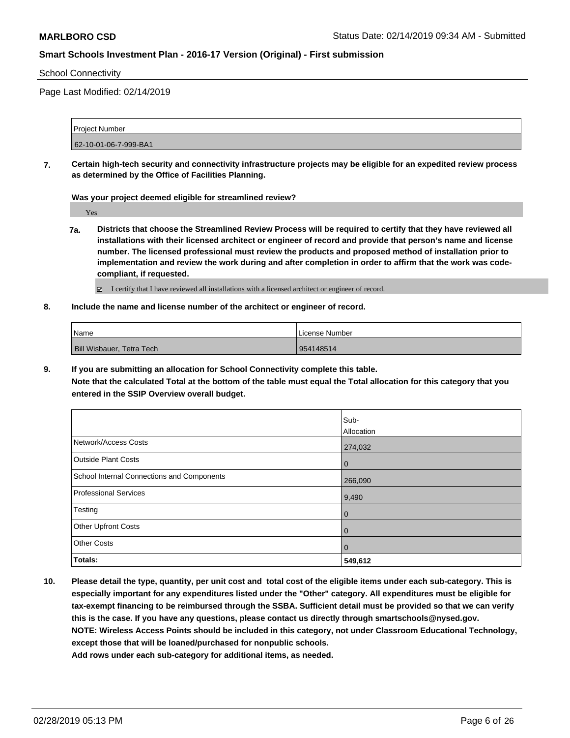School Connectivity

Page Last Modified: 02/14/2019

| Project Number |
| --- |
| 62-10-01-06-7-999-BA1 |

**7. Certain high-tech security and connectivity infrastructure projects may be eligible for an expedited review process as determined by the Office of Facilities Planning.**

**Was your project deemed eligible for streamlined review?**

Yes

**7a. Districts that choose the Streamlined Review Process will be required to certify that they have reviewed all installations with their licensed architect or engineer of record and provide that person's name and license number. The licensed professional must review the products and proposed method of installation prior to implementation and review the work during and after completion in order to affirm that the work was code-compliant, if requested.**

☑ I certify that I have reviewed all installations with a licensed architect or engineer of record.

**8. Include the name and license number of the architect or engineer of record.**

| Name | License Number |
| --- | --- |
| Bill Wisbauer, Tetra Tech | 954148514 |

**9. If you are submitting an allocation for School Connectivity complete this table.**
**Note that the calculated Total at the bottom of the table must equal the Total allocation for this category that you entered in the SSIP Overview overall budget.**

| | Sub-Allocation |
| --- | --- |
| Network/Access Costs | 274,032 |
| Outside Plant Costs | 0 |
| School Internal Connections and Components | 266,090 |
| Professional Services | 9,490 |
| Testing | 0 |
| Other Upfront Costs | 0 |
| Other Costs | 0 |
| **Totals:** | **549,612** |

**10. Please detail the type, quantity, per unit cost and total cost of the eligible items under each sub-category. This is especially important for any expenditures listed under the "Other" category. All expenditures must be eligible for tax-exempt financing to be reimbursed through the SSBA. Sufficient detail must be provided so that we can verify this is the case. If you have any questions, please contact us directly through smartschools@nysed.gov.**
**NOTE: Wireless Access Points should be included in this category, not under Classroom Educational Technology, except those that will be loaned/purchased for nonpublic schools.**
**Add rows under each sub-category for additional items, as needed.**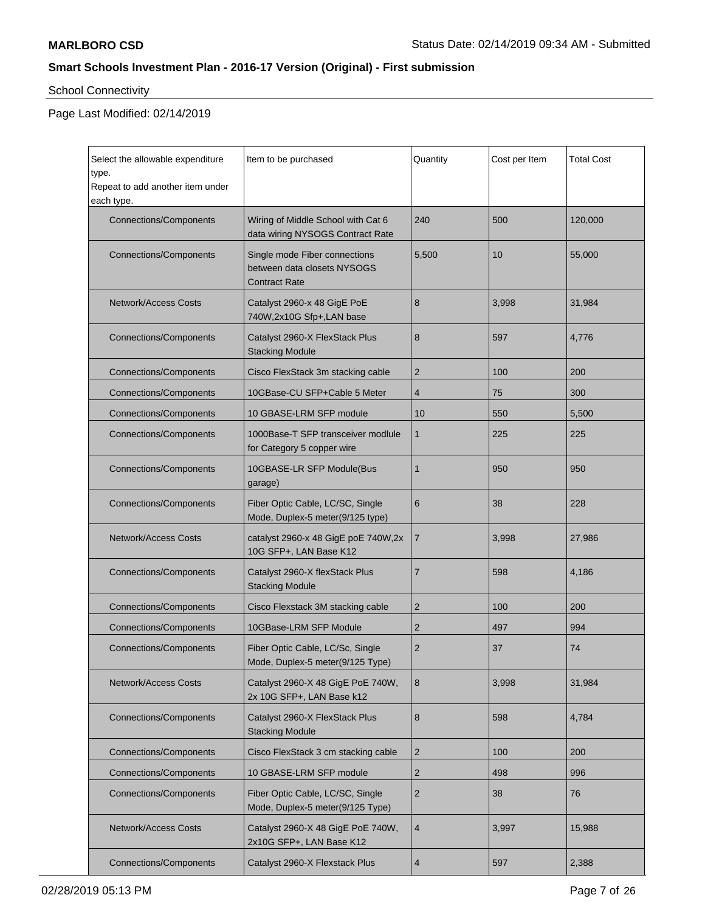**MARLBORO CSD** Status Date: 02/14/2019 09:34 AM - Submitted

**Smart Schools Investment Plan - 2016-17 Version (Original) - First submission**

School Connectivity

Page Last Modified: 02/14/2019

| Select the allowable expenditure type. Repeat to add another item under each type. | Item to be purchased | Quantity | Cost per Item | Total Cost |
|---|---|---|---|---|
| Connections/Components | Wiring of Middle School with Cat 6 data wiring NYSOGS Contract Rate | 240 | 500 | 120,000 |
| Connections/Components | Single mode Fiber connections between data closets NYSOGS Contract Rate | 5,500 | 10 | 55,000 |
| Network/Access Costs | Catalyst 2960-x 48 GigE PoE 740W,2x10G Sfp+,LAN base | 8 | 3,998 | 31,984 |
| Connections/Components | Catalyst 2960-X FlexStack Plus Stacking Module | 8 | 597 | 4,776 |
| Connections/Components | Cisco FlexStack 3m stacking cable | 2 | 100 | 200 |
| Connections/Components | 10GBase-CU SFP+Cable 5 Meter | 4 | 75 | 300 |
| Connections/Components | 10 GBASE-LRM SFP module | 10 | 550 | 5,500 |
| Connections/Components | 1000Base-T SFP transceiver modlule for Category 5 copper wire | 1 | 225 | 225 |
| Connections/Components | 10GBASE-LR SFP Module(Bus garage) | 1 | 950 | 950 |
| Connections/Components | Fiber Optic Cable, LC/SC, Single Mode, Duplex-5 meter(9/125 type) | 6 | 38 | 228 |
| Network/Access Costs | catalyst 2960-x 48 GigE poE 740W,2x 10G SFP+, LAN Base K12 | 7 | 3,998 | 27,986 |
| Connections/Components | Catalyst 2960-X flexStack Plus Stacking Module | 7 | 598 | 4,186 |
| Connections/Components | Cisco Flexstack 3M stacking cable | 2 | 100 | 200 |
| Connections/Components | 10GBase-LRM SFP Module | 2 | 497 | 994 |
| Connections/Components | Fiber Optic Cable, LC/Sc, Single Mode, Duplex-5 meter(9/125 Type) | 2 | 37 | 74 |
| Network/Access Costs | Catalyst 2960-X 48 GigE PoE 740W, 2x 10G SFP+, LAN Base k12 | 8 | 3,998 | 31,984 |
| Connections/Components | Catalyst 2960-X FlexStack Plus Stacking Module | 8 | 598 | 4,784 |
| Connections/Components | Cisco FlexStack 3 cm stacking cable | 2 | 100 | 200 |
| Connections/Components | 10 GBASE-LRM SFP module | 2 | 498 | 996 |
| Connections/Components | Fiber Optic Cable, LC/SC, Single Mode, Duplex-5 meter(9/125 Type) | 2 | 38 | 76 |
| Network/Access Costs | Catalyst 2960-X 48 GigE PoE 740W, 2x10G SFP+, LAN Base K12 | 4 | 3,997 | 15,988 |
| Connections/Components | Catalyst 2960-X Flexstack Plus | 4 | 597 | 2,388 |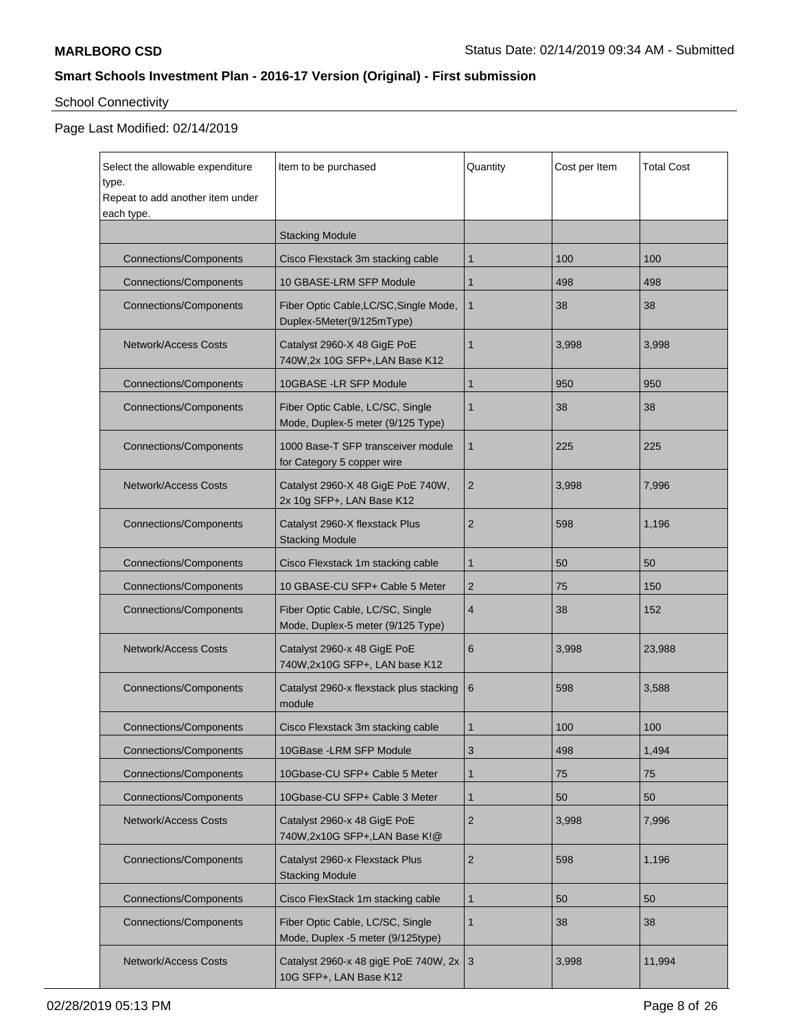**MARLBORO CSD** Status Date: 02/14/2019 09:34 AM - Submitted

**Smart Schools Investment Plan - 2016-17 Version (Original) - First submission**

School Connectivity

Page Last Modified: 02/14/2019

| Select the allowable expenditure type. Repeat to add another item under each type. | Item to be purchased | Quantity | Cost per Item | Total Cost |
|---|---|---|---|---|
| | Stacking Module | | | |
| Connections/Components | Cisco Flexstack 3m stacking cable | 1 | 100 | 100 |
| Connections/Components | 10 GBASE-LRM SFP Module | 1 | 498 | 498 |
| Connections/Components | Fiber Optic Cable,LC/SC,Single Mode, Duplex-5Meter(9/125mType) | 1 | 38 | 38 |
| Network/Access Costs | Catalyst 2960-X 48 GigE PoE 740W,2x 10G SFP+,LAN Base K12 | 1 | 3,998 | 3,998 |
| Connections/Components | 10GBASE -LR SFP Module | 1 | 950 | 950 |
| Connections/Components | Fiber Optic Cable, LC/SC, Single Mode, Duplex-5 meter (9/125 Type) | 1 | 38 | 38 |
| Connections/Components | 1000 Base-T SFP transceiver module for Category 5 copper wire | 1 | 225 | 225 |
| Network/Access Costs | Catalyst 2960-X 48 GigE PoE 740W, 2x 10g SFP+, LAN Base K12 | 2 | 3,998 | 7,996 |
| Connections/Components | Catalyst 2960-X flexstack Plus Stacking Module | 2 | 598 | 1,196 |
| Connections/Components | Cisco Flexstack 1m stacking cable | 1 | 50 | 50 |
| Connections/Components | 10 GBASE-CU SFP+ Cable 5 Meter | 2 | 75 | 150 |
| Connections/Components | Fiber Optic Cable, LC/SC, Single Mode, Duplex-5 meter (9/125 Type) | 4 | 38 | 152 |
| Network/Access Costs | Catalyst 2960-x 48 GigE PoE 740W,2x10G SFP+, LAN base K12 | 6 | 3,998 | 23,988 |
| Connections/Components | Catalyst 2960-x flexstack plus stacking module | 6 | 598 | 3,588 |
| Connections/Components | Cisco Flexstack 3m stacking cable | 1 | 100 | 100 |
| Connections/Components | 10GBase -LRM SFP Module | 3 | 498 | 1,494 |
| Connections/Components | 10Gbase-CU SFP+ Cable 5 Meter | 1 | 75 | 75 |
| Connections/Components | 10Gbase-CU SFP+ Cable 3 Meter | 1 | 50 | 50 |
| Network/Access Costs | Catalyst 2960-x 48 GigE PoE 740W,2x10G SFP+,LAN Base K!@ | 2 | 3,998 | 7,996 |
| Connections/Components | Catalyst 2960-x Flexstack Plus Stacking Module | 2 | 598 | 1,196 |
| Connections/Components | Cisco FlexStack 1m stacking cable | 1 | 50 | 50 |
| Connections/Components | Fiber Optic Cable, LC/SC, Single Mode, Duplex -5 meter (9/125type) | 1 | 38 | 38 |
| Network/Access Costs | Catalyst 2960-x 48 gigE PoE 740W, 2x 10G SFP+, LAN Base K12 | 3 | 3,998 | 11,994 |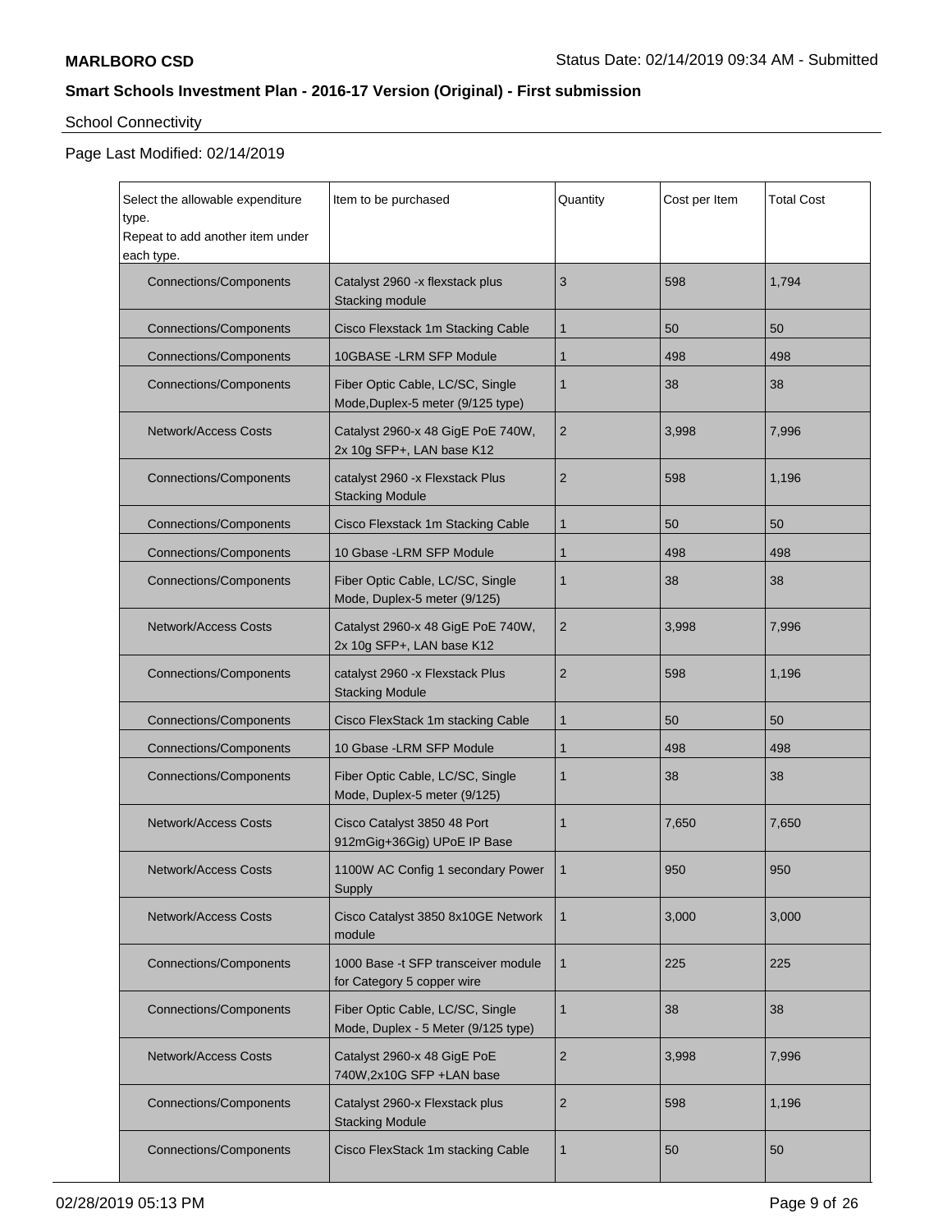**MARLBORO CSD**

Status Date: 02/14/2019 09:34 AM - Submitted

**Smart Schools Investment Plan - 2016-17 Version (Original) - First submission**

School Connectivity

Page Last Modified: 02/14/2019

| Select the allowable expenditure type. Repeat to add another item under each type. | Item to be purchased | Quantity | Cost per Item | Total Cost |
|---|---|---|---|---|
| Connections/Components | Catalyst 2960 -x flexstack plus Stacking module | 3 | 598 | 1,794 |
| Connections/Components | Cisco Flexstack 1m Stacking Cable | 1 | 50 | 50 |
| Connections/Components | 10GBASE -LRM SFP Module | 1 | 498 | 498 |
| Connections/Components | Fiber Optic Cable, LC/SC, Single Mode,Duplex-5 meter (9/125 type) | 1 | 38 | 38 |
| Network/Access Costs | Catalyst 2960-x 48 GigE PoE 740W, 2x 10g SFP+, LAN base K12 | 2 | 3,998 | 7,996 |
| Connections/Components | catalyst 2960 -x Flexstack Plus Stacking Module | 2 | 598 | 1,196 |
| Connections/Components | Cisco Flexstack 1m Stacking Cable | 1 | 50 | 50 |
| Connections/Components | 10 Gbase -LRM SFP Module | 1 | 498 | 498 |
| Connections/Components | Fiber Optic Cable, LC/SC, Single Mode, Duplex-5 meter (9/125) | 1 | 38 | 38 |
| Network/Access Costs | Catalyst 2960-x 48 GigE PoE 740W, 2x 10g SFP+, LAN base K12 | 2 | 3,998 | 7,996 |
| Connections/Components | catalyst 2960 -x Flexstack Plus Stacking Module | 2 | 598 | 1,196 |
| Connections/Components | Cisco FlexStack 1m stacking Cable | 1 | 50 | 50 |
| Connections/Components | 10 Gbase -LRM SFP Module | 1 | 498 | 498 |
| Connections/Components | Fiber Optic Cable, LC/SC, Single Mode, Duplex-5 meter (9/125) | 1 | 38 | 38 |
| Network/Access Costs | Cisco Catalyst 3850 48 Port 912mGig+36Gig) UPoE IP Base | 1 | 7,650 | 7,650 |
| Network/Access Costs | 1100W AC Config 1 secondary Power Supply | 1 | 950 | 950 |
| Network/Access Costs | Cisco Catalyst 3850 8x10GE Network module | 1 | 3,000 | 3,000 |
| Connections/Components | 1000 Base -t SFP transceiver module for Category 5 copper wire | 1 | 225 | 225 |
| Connections/Components | Fiber Optic Cable, LC/SC, Single Mode, Duplex - 5 Meter (9/125 type) | 1 | 38 | 38 |
| Network/Access Costs | Catalyst 2960-x 48 GigE PoE 740W,2x10G SFP +LAN base | 2 | 3,998 | 7,996 |
| Connections/Components | Catalyst 2960-x Flexstack plus Stacking Module | 2 | 598 | 1,196 |
| Connections/Components | Cisco FlexStack 1m stacking Cable | 1 | 50 | 50 |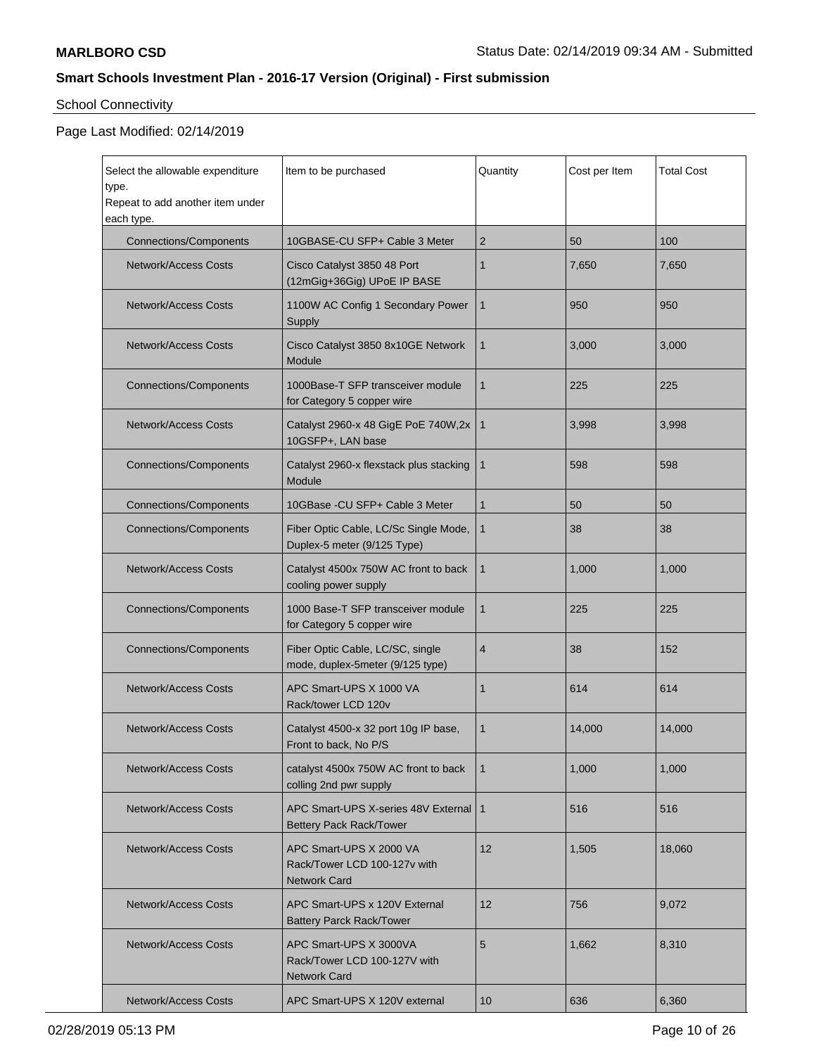## School Connectivity

Page Last Modified: 02/14/2019

| Select the allowable expenditure type. Repeat to add another item under each type. | Item to be purchased | Quantity | Cost per Item | Total Cost |
|---|---|---|---|---|
| Connections/Components | 10GBASE-CU SFP+ Cable 3 Meter | 2 | 50 | 100 |
| Network/Access Costs | Cisco Catalyst 3850 48 Port (12mGig+36Gig) UPoE IP BASE | 1 | 7,650 | 7,650 |
| Network/Access Costs | 1100W AC Config 1 Secondary Power Supply | 1 | 950 | 950 |
| Network/Access Costs | Cisco Catalyst 3850 8x10GE Network Module | 1 | 3,000 | 3,000 |
| Connections/Components | 1000Base-T SFP transceiver module for Category 5 copper wire | 1 | 225 | 225 |
| Network/Access Costs | Catalyst 2960-x 48 GigE PoE 740W,2x 10GSFP+, LAN base | 1 | 3,998 | 3,998 |
| Connections/Components | Catalyst 2960-x flexstack plus stacking Module | 1 | 598 | 598 |
| Connections/Components | 10GBase -CU SFP+ Cable 3 Meter | 1 | 50 | 50 |
| Connections/Components | Fiber Optic Cable, LC/Sc Single Mode, Duplex-5 meter (9/125 Type) | 1 | 38 | 38 |
| Network/Access Costs | Catalyst 4500x 750W AC front to back cooling power supply | 1 | 1,000 | 1,000 |
| Connections/Components | 1000 Base-T SFP transceiver module for Category 5 copper wire | 1 | 225 | 225 |
| Connections/Components | Fiber Optic Cable, LC/SC, single mode, duplex-5meter (9/125 type) | 4 | 38 | 152 |
| Network/Access Costs | APC Smart-UPS X 1000 VA Rack/tower LCD 120v | 1 | 614 | 614 |
| Network/Access Costs | Catalyst 4500-x 32 port 10g IP base, Front to back, No P/S | 1 | 14,000 | 14,000 |
| Network/Access Costs | catalyst 4500x 750W AC front to back colling 2nd pwr supply | 1 | 1,000 | 1,000 |
| Network/Access Costs | APC Smart-UPS X-series 48V External Bettery Pack Rack/Tower | 1 | 516 | 516 |
| Network/Access Costs | APC Smart-UPS X 2000 VA Rack/Tower LCD 100-127v with Network Card | 12 | 1,505 | 18,060 |
| Network/Access Costs | APC Smart-UPS x 120V External Battery Parck Rack/Tower | 12 | 756 | 9,072 |
| Network/Access Costs | APC Smart-UPS X 3000VA Rack/Tower LCD 100-127V with Network Card | 5 | 1,662 | 8,310 |
| Network/Access Costs | APC Smart-UPS X 120V external | 10 | 636 | 6,360 |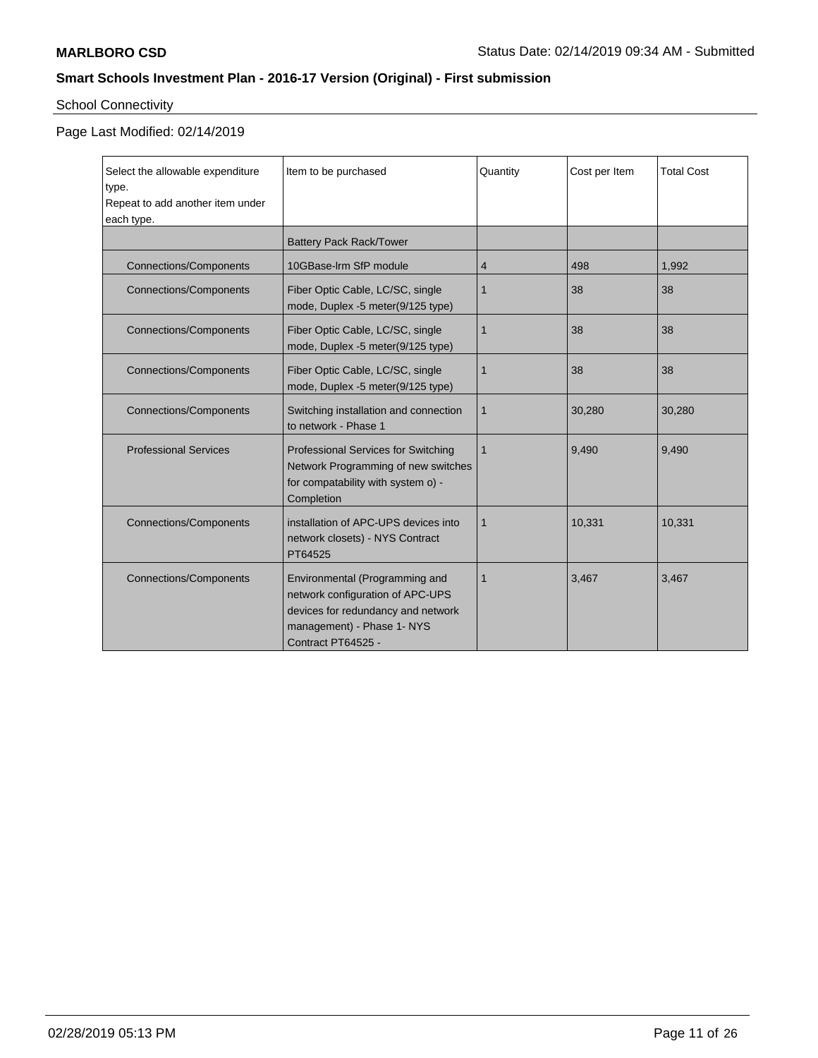**MARLBORO CSD** Status Date: 02/14/2019 09:34 AM - Submitted

**Smart Schools Investment Plan - 2016-17 Version (Original) - First submission**

School Connectivity

Page Last Modified: 02/14/2019

| Select the allowable expenditure type. Repeat to add another item under each type. | Item to be purchased | Quantity | Cost per Item | Total Cost |
| --- | --- | --- | --- | --- |
| | Battery Pack Rack/Tower | | | |
| Connections/Components | 10GBase-lrm SfP module | 4 | 498 | 1,992 |
| Connections/Components | Fiber Optic Cable, LC/SC, single mode, Duplex -5 meter(9/125 type) | 1 | 38 | 38 |
| Connections/Components | Fiber Optic Cable, LC/SC, single mode, Duplex -5 meter(9/125 type) | 1 | 38 | 38 |
| Connections/Components | Fiber Optic Cable, LC/SC, single mode, Duplex -5 meter(9/125 type) | 1 | 38 | 38 |
| Connections/Components | Switching installation and connection to network - Phase 1 | 1 | 30,280 | 30,280 |
| Professional Services | Professional Services for Switching Network Programming of new switches for compatability with system o) - Completion | 1 | 9,490 | 9,490 |
| Connections/Components | installation of APC-UPS devices into network closets) - NYS Contract PT64525 | 1 | 10,331 | 10,331 |
| Connections/Components | Environmental (Programming and network configuration of APC-UPS devices for redundancy and network management) - Phase 1- NYS Contract PT64525 - | 1 | 3,467 | 3,467 |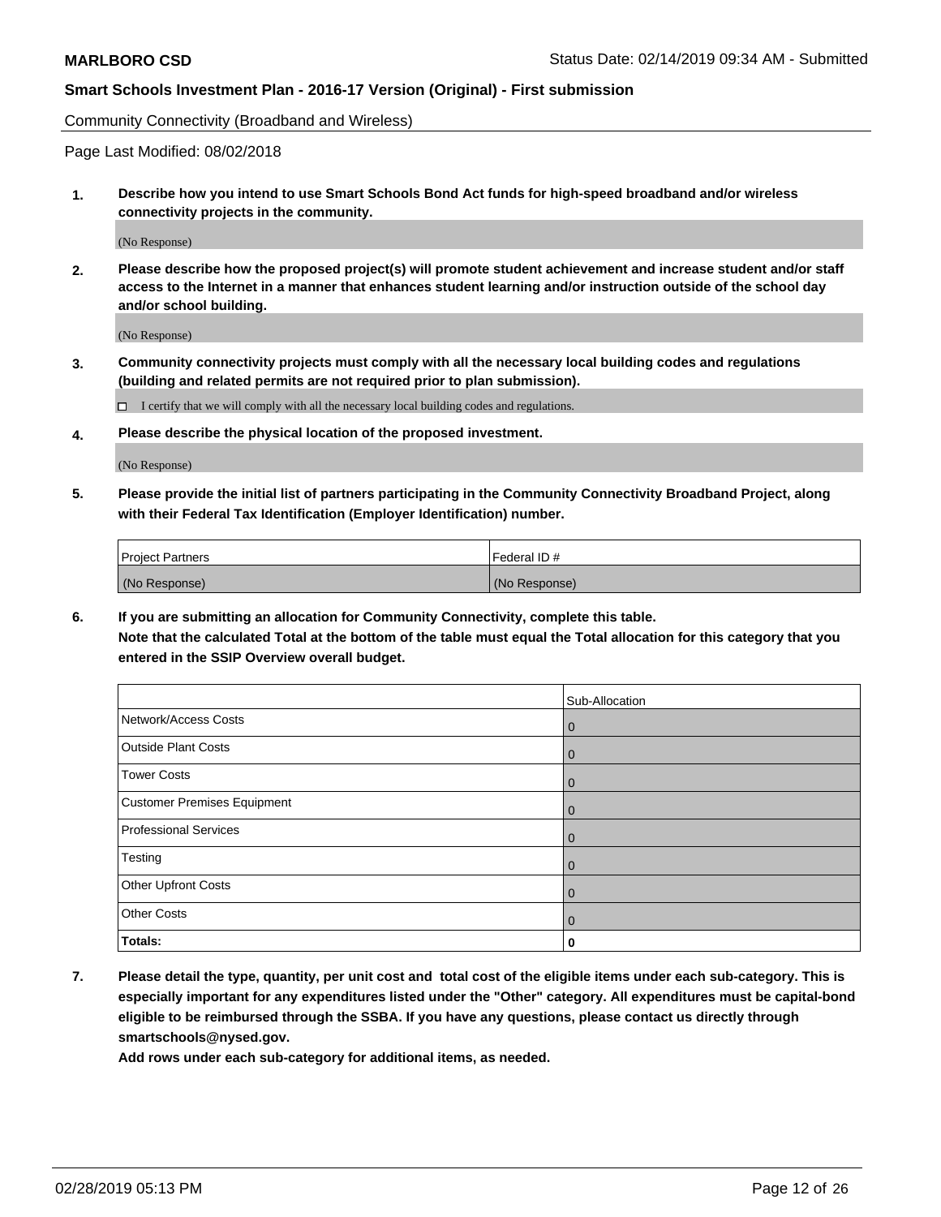Community Connectivity (Broadband and Wireless)

Page Last Modified: 08/02/2018

**1. Describe how you intend to use Smart Schools Bond Act funds for high-speed broadband and/or wireless connectivity projects in the community.**

(No Response)

**2. Please describe how the proposed project(s) will promote student achievement and increase student and/or staff access to the Internet in a manner that enhances student learning and/or instruction outside of the school day and/or school building.**

(No Response)

**3. Community connectivity projects must comply with all the necessary local building codes and regulations (building and related permits are not required prior to plan submission).**

☐ I certify that we will comply with all the necessary local building codes and regulations.

**4. Please describe the physical location of the proposed investment.**

(No Response)

**5. Please provide the initial list of partners participating in the Community Connectivity Broadband Project, along with their Federal Tax Identification (Employer Identification) number.**

| Project Partners | Federal ID # |
|---|---|
| (No Response) | (No Response) |

**6. If you are submitting an allocation for Community Connectivity, complete this table.**
**Note that the calculated Total at the bottom of the table must equal the Total allocation for this category that you entered in the SSIP Overview overall budget.**

| | Sub-Allocation |
|---|---|
| Network/Access Costs | 0 |
| Outside Plant Costs | 0 |
| Tower Costs | 0 |
| Customer Premises Equipment | 0 |
| Professional Services | 0 |
| Testing | 0 |
| Other Upfront Costs | 0 |
| Other Costs | 0 |
| **Totals:** | **0** |

**7. Please detail the type, quantity, per unit cost and total cost of the eligible items under each sub-category. This is especially important for any expenditures listed under the "Other" category. All expenditures must be capital-bond eligible to be reimbursed through the SSBA. If you have any questions, please contact us directly through smartschools@nysed.gov.**
**Add rows under each sub-category for additional items, as needed.**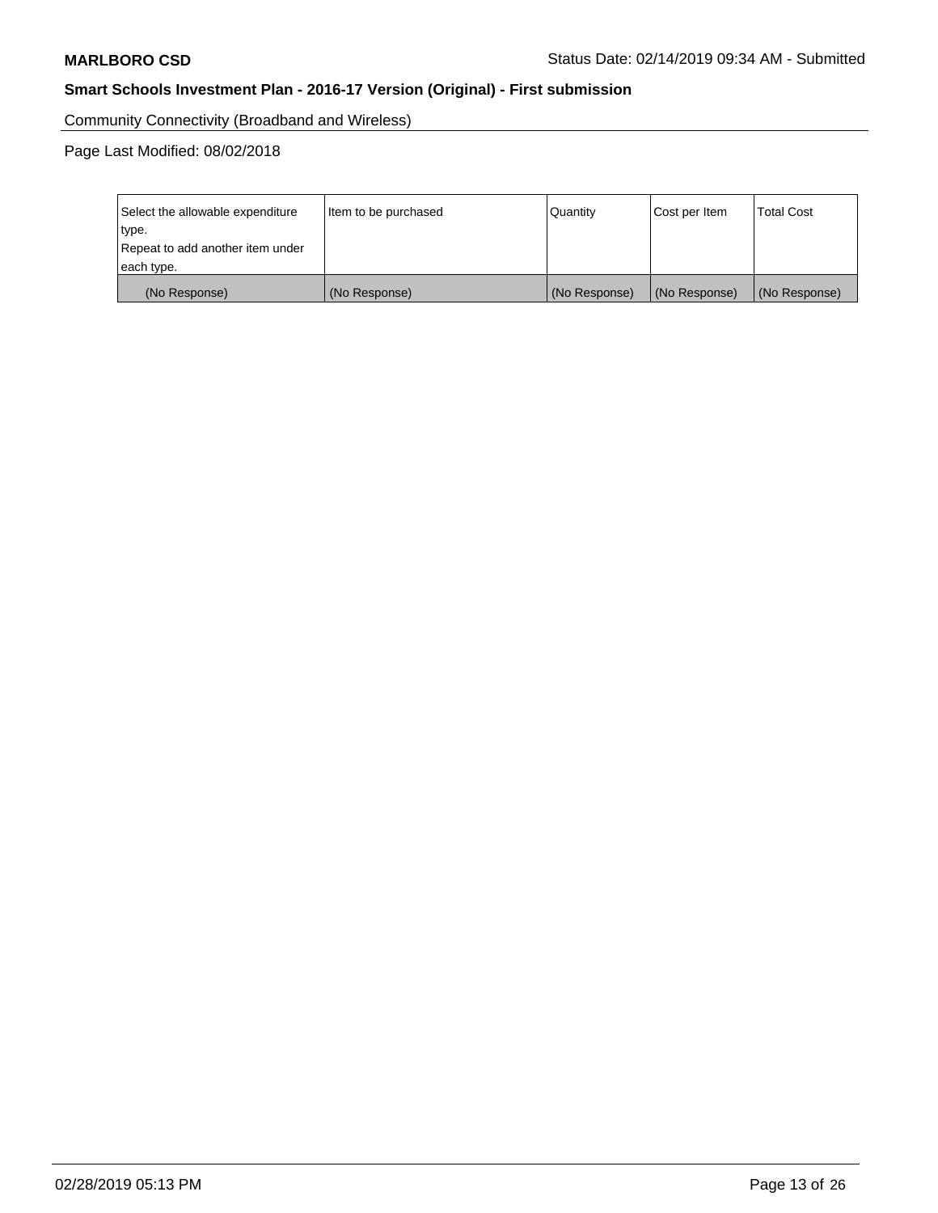Community Connectivity (Broadband and Wireless)

Page Last Modified: 08/02/2018

| Select the allowable expenditure type. Repeat to add another item under each type. | Item to be purchased | Quantity | Cost per Item | Total Cost |
| --- | --- | --- | --- | --- |
| (No Response) | (No Response) | (No Response) | (No Response) | (No Response) |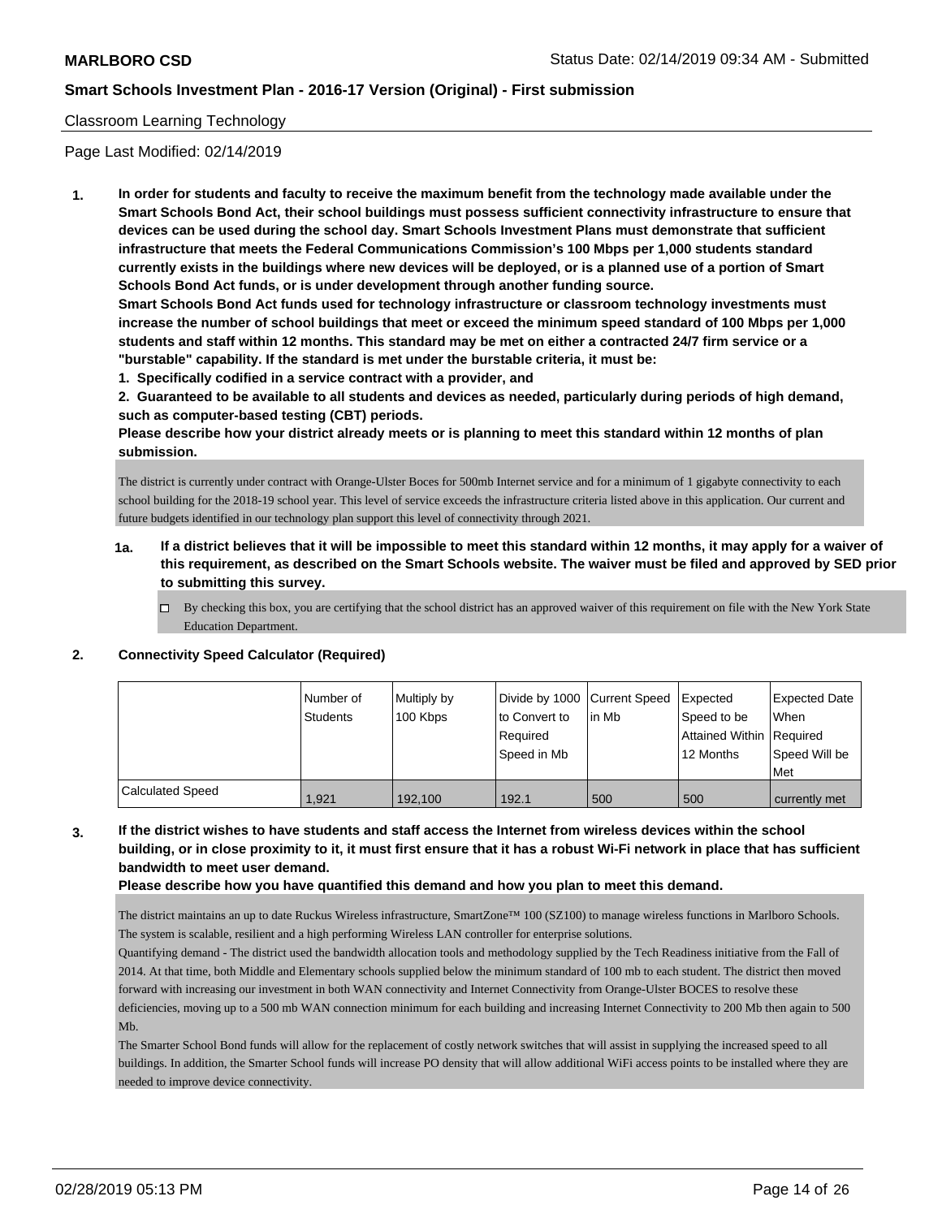Classroom Learning Technology

Page Last Modified: 02/14/2019

**1. In order for students and faculty to receive the maximum benefit from the technology made available under the Smart Schools Bond Act, their school buildings must possess sufficient connectivity infrastructure to ensure that devices can be used during the school day. Smart Schools Investment Plans must demonstrate that sufficient infrastructure that meets the Federal Communications Commission's 100 Mbps per 1,000 students standard currently exists in the buildings where new devices will be deployed, or is a planned use of a portion of Smart Schools Bond Act funds, or is under development through another funding source.**

**Smart Schools Bond Act funds used for technology infrastructure or classroom technology investments must increase the number of school buildings that meet or exceed the minimum speed standard of 100 Mbps per 1,000 students and staff within 12 months. This standard may be met on either a contracted 24/7 firm service or a "burstable" capability. If the standard is met under the burstable criteria, it must be:**

**1. Specifically codified in a service contract with a provider, and**

**2. Guaranteed to be available to all students and devices as needed, particularly during periods of high demand, such as computer-based testing (CBT) periods.**

**Please describe how your district already meets or is planning to meet this standard within 12 months of plan submission.**

The district is currently under contract with Orange-Ulster Boces for 500mb Internet service and for a minimum of 1 gigabyte connectivity to each school building for the 2018-19 school year. This level of service exceeds the infrastructure criteria listed above in this application. Our current and future budgets identified in our technology plan support this level of connectivity through 2021.

**1a. If a district believes that it will be impossible to meet this standard within 12 months, it may apply for a waiver of this requirement, as described on the Smart Schools website. The waiver must be filed and approved by SED prior to submitting this survey.**

☐ By checking this box, you are certifying that the school district has an approved waiver of this requirement on file with the New York State Education Department.

**2. Connectivity Speed Calculator (Required)**

| | Number of Students | Multiply by 100 Kbps | Divide by 1000 to Convert to Required Speed in Mb | Current Speed in Mb | Expected Speed to be Attained Within 12 Months | Expected Date When Required Speed Will be Met |
|---|---|---|---|---|---|---|
| Calculated Speed | 1,921 | 192,100 | 192.1 | 500 | 500 | currently met |

**3. If the district wishes to have students and staff access the Internet from wireless devices within the school building, or in close proximity to it, it must first ensure that it has a robust Wi-Fi network in place that has sufficient bandwidth to meet user demand.**

**Please describe how you have quantified this demand and how you plan to meet this demand.**

The district maintains an up to date Ruckus Wireless infrastructure, SmartZone™ 100 (SZ100) to manage wireless functions in Marlboro Schools. The system is scalable, resilient and a high performing Wireless LAN controller for enterprise solutions.

Quantifying demand - The district used the bandwidth allocation tools and methodology supplied by the Tech Readiness initiative from the Fall of 2014. At that time, both Middle and Elementary schools supplied below the minimum standard of 100 mb to each student. The district then moved forward with increasing our investment in both WAN connectivity and Internet Connectivity from Orange-Ulster BOCES to resolve these deficiencies, moving up to a 500 mb WAN connection minimum for each building and increasing Internet Connectivity to 200 Mb then again to 500 Mb.

The Smarter School Bond funds will allow for the replacement of costly network switches that will assist in supplying the increased speed to all buildings. In addition, the Smarter School funds will increase PO density that will allow additional WiFi access points to be installed where they are needed to improve device connectivity.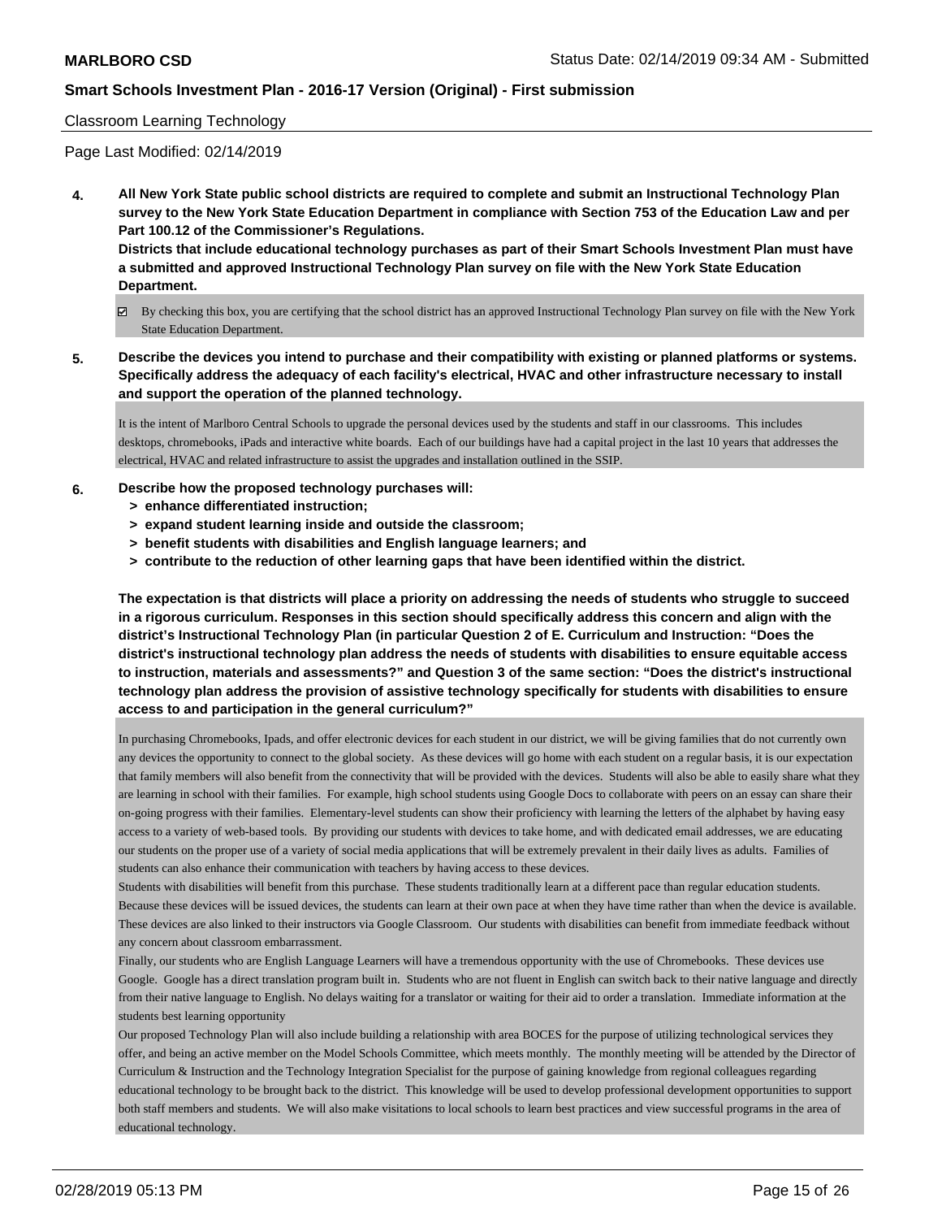Classroom Learning Technology

Page Last Modified: 02/14/2019

**4. All New York State public school districts are required to complete and submit an Instructional Technology Plan survey to the New York State Education Department in compliance with Section 753 of the Education Law and per Part 100.12 of the Commissioner's Regulations.**
**Districts that include educational technology purchases as part of their Smart Schools Investment Plan must have a submitted and approved Instructional Technology Plan survey on file with the New York State Education Department.**

☑ By checking this box, you are certifying that the school district has an approved Instructional Technology Plan survey on file with the New York State Education Department.

**5. Describe the devices you intend to purchase and their compatibility with existing or planned platforms or systems. Specifically address the adequacy of each facility's electrical, HVAC and other infrastructure necessary to install and support the operation of the planned technology.**

It is the intent of Marlboro Central Schools to upgrade the personal devices used by the students and staff in our classrooms. This includes desktops, chromebooks, iPads and interactive white boards. Each of our buildings have had a capital project in the last 10 years that addresses the electrical, HVAC and related infrastructure to assist the upgrades and installation outlined in the SSIP.

**6. Describe how the proposed technology purchases will:**
- **> enhance differentiated instruction;**
- **> expand student learning inside and outside the classroom;**
- **> benefit students with disabilities and English language learners; and**
- **> contribute to the reduction of other learning gaps that have been identified within the district.**

**The expectation is that districts will place a priority on addressing the needs of students who struggle to succeed in a rigorous curriculum. Responses in this section should specifically address this concern and align with the district's Instructional Technology Plan (in particular Question 2 of E. Curriculum and Instruction: "Does the district's instructional technology plan address the needs of students with disabilities to ensure equitable access to instruction, materials and assessments?" and Question 3 of the same section: "Does the district's instructional technology plan address the provision of assistive technology specifically for students with disabilities to ensure access to and participation in the general curriculum?"**

In purchasing Chromebooks, Ipads, and offer electronic devices for each student in our district, we will be giving families that do not currently own any devices the opportunity to connect to the global society. As these devices will go home with each student on a regular basis, it is our expectation that family members will also benefit from the connectivity that will be provided with the devices. Students will also be able to easily share what they are learning in school with their families. For example, high school students using Google Docs to collaborate with peers on an essay can share their on-going progress with their families. Elementary-level students can show their proficiency with learning the letters of the alphabet by having easy access to a variety of web-based tools. By providing our students with devices to take home, and with dedicated email addresses, we are educating our students on the proper use of a variety of social media applications that will be extremely prevalent in their daily lives as adults. Families of students can also enhance their communication with teachers by having access to these devices.
Students with disabilities will benefit from this purchase. These students traditionally learn at a different pace than regular education students. Because these devices will be issued devices, the students can learn at their own pace at when they have time rather than when the device is available. These devices are also linked to their instructors via Google Classroom. Our students with disabilities can benefit from immediate feedback without any concern about classroom embarrassment.
Finally, our students who are English Language Learners will have a tremendous opportunity with the use of Chromebooks. These devices use Google. Google has a direct translation program built in. Students who are not fluent in English can switch back to their native language and directly from their native language to English. No delays waiting for a translator or waiting for their aid to order a translation. Immediate information at the students best learning opportunity
Our proposed Technology Plan will also include building a relationship with area BOCES for the purpose of utilizing technological services they offer, and being an active member on the Model Schools Committee, which meets monthly. The monthly meeting will be attended by the Director of Curriculum & Instruction and the Technology Integration Specialist for the purpose of gaining knowledge from regional colleagues regarding educational technology to be brought back to the district. This knowledge will be used to develop professional development opportunities to support both staff members and students. We will also make visitations to local schools to learn best practices and view successful programs in the area of educational technology.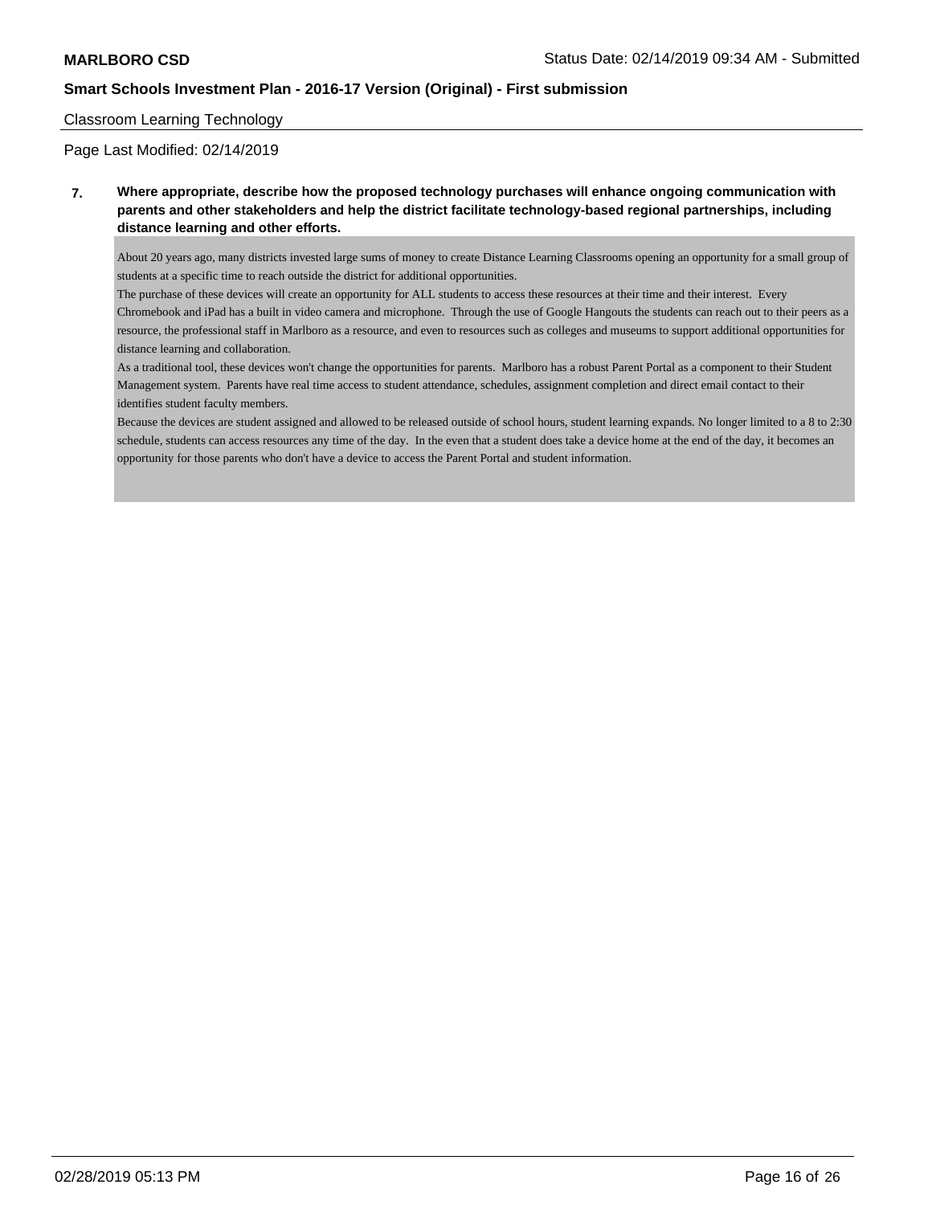**MARLBORO CSD** Status Date: 02/14/2019 09:34 AM - Submitted

**Smart Schools Investment Plan - 2016-17 Version (Original) - First submission**

Classroom Learning Technology

Page Last Modified: 02/14/2019

**7. Where appropriate, describe how the proposed technology purchases will enhance ongoing communication with parents and other stakeholders and help the district facilitate technology-based regional partnerships, including distance learning and other efforts.**

About 20 years ago, many districts invested large sums of money to create Distance Learning Classrooms opening an opportunity for a small group of students at a specific time to reach outside the district for additional opportunities.

The purchase of these devices will create an opportunity for ALL students to access these resources at their time and their interest. Every Chromebook and iPad has a built in video camera and microphone. Through the use of Google Hangouts the students can reach out to their peers as a resource, the professional staff in Marlboro as a resource, and even to resources such as colleges and museums to support additional opportunities for distance learning and collaboration.

As a traditional tool, these devices won't change the opportunities for parents. Marlboro has a robust Parent Portal as a component to their Student Management system. Parents have real time access to student attendance, schedules, assignment completion and direct email contact to their identifies student faculty members.

Because the devices are student assigned and allowed to be released outside of school hours, student learning expands. No longer limited to a 8 to 2:30 schedule, students can access resources any time of the day. In the even that a student does take a device home at the end of the day, it becomes an opportunity for those parents who don't have a device to access the Parent Portal and student information.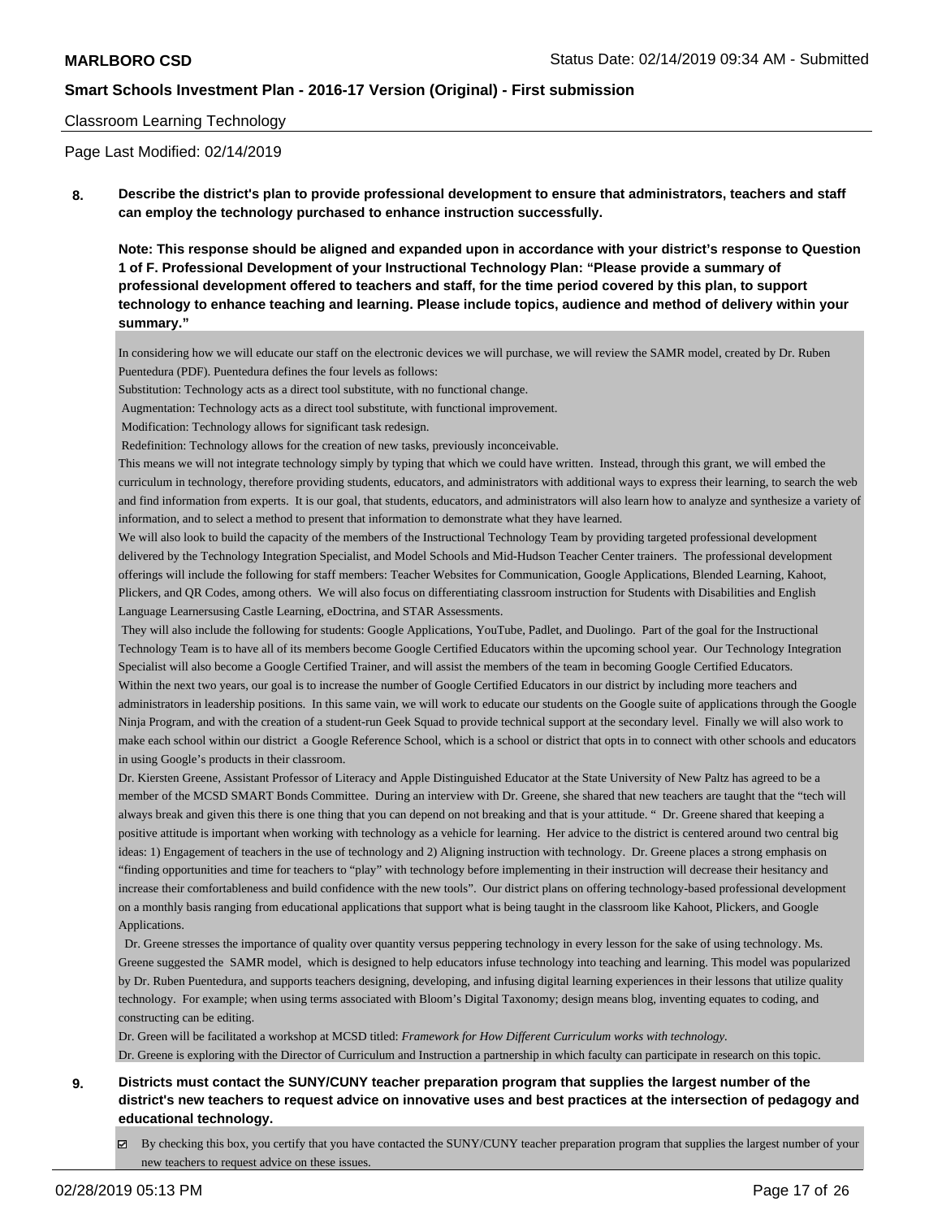Classroom Learning Technology

Page Last Modified: 02/14/2019

**8. Describe the district's plan to provide professional development to ensure that administrators, teachers and staff can employ the technology purchased to enhance instruction successfully.**

**Note: This response should be aligned and expanded upon in accordance with your district's response to Question 1 of F. Professional Development of your Instructional Technology Plan: "Please provide a summary of professional development offered to teachers and staff, for the time period covered by this plan, to support technology to enhance teaching and learning. Please include topics, audience and method of delivery within your summary."**

In considering how we will educate our staff on the electronic devices we will purchase, we will review the SAMR model, created by Dr. Ruben Puentedura (PDF). Puentedura defines the four levels as follows:

Substitution: Technology acts as a direct tool substitute, with no functional change.

Augmentation: Technology acts as a direct tool substitute, with functional improvement.

Modification: Technology allows for significant task redesign.

Redefinition: Technology allows for the creation of new tasks, previously inconceivable.

This means we will not integrate technology simply by typing that which we could have written. Instead, through this grant, we will embed the curriculum in technology, therefore providing students, educators, and administrators with additional ways to express their learning, to search the web and find information from experts. It is our goal, that students, educators, and administrators will also learn how to analyze and synthesize a variety of information, and to select a method to present that information to demonstrate what they have learned.

We will also look to build the capacity of the members of the Instructional Technology Team by providing targeted professional development delivered by the Technology Integration Specialist, and Model Schools and Mid-Hudson Teacher Center trainers. The professional development offerings will include the following for staff members: Teacher Websites for Communication, Google Applications, Blended Learning, Kahoot, Plickers, and QR Codes, among others. We will also focus on differentiating classroom instruction for Students with Disabilities and English Language Learnersusing Castle Learning, eDoctrina, and STAR Assessments.

They will also include the following for students: Google Applications, YouTube, Padlet, and Duolingo. Part of the goal for the Instructional Technology Team is to have all of its members become Google Certified Educators within the upcoming school year. Our Technology Integration Specialist will also become a Google Certified Trainer, and will assist the members of the team in becoming Google Certified Educators.

Within the next two years, our goal is to increase the number of Google Certified Educators in our district by including more teachers and administrators in leadership positions. In this same vain, we will work to educate our students on the Google suite of applications through the Google Ninja Program, and with the creation of a student-run Geek Squad to provide technical support at the secondary level. Finally we will also work to make each school within our district a Google Reference School, which is a school or district that opts in to connect with other schools and educators in using Google's products in their classroom.

Dr. Kiersten Greene, Assistant Professor of Literacy and Apple Distinguished Educator at the State University of New Paltz has agreed to be a member of the MCSD SMART Bonds Committee. During an interview with Dr. Greene, she shared that new teachers are taught that the "tech will always break and given this there is one thing that you can depend on not breaking and that is your attitude. " Dr. Greene shared that keeping a positive attitude is important when working with technology as a vehicle for learning. Her advice to the district is centered around two central big ideas: 1) Engagement of teachers in the use of technology and 2) Aligning instruction with technology. Dr. Greene places a strong emphasis on "finding opportunities and time for teachers to "play" with technology before implementing in their instruction will decrease their hesitancy and increase their comfortableness and build confidence with the new tools". Our district plans on offering technology-based professional development on a monthly basis ranging from educational applications that support what is being taught in the classroom like Kahoot, Plickers, and Google Applications.

Dr. Greene stresses the importance of quality over quantity versus peppering technology in every lesson for the sake of using technology. Ms. Greene suggested the SAMR model, which is designed to help educators infuse technology into teaching and learning. This model was popularized by Dr. Ruben Puentedura, and supports teachers designing, developing, and infusing digital learning experiences in their lessons that utilize quality technology. For example; when using terms associated with Bloom's Digital Taxonomy; design means blog, inventing equates to coding, and constructing can be editing.

Dr. Green will be facilitated a workshop at MCSD titled: *Framework for How Different Curriculum works with technology.*

Dr. Greene is exploring with the Director of Curriculum and Instruction a partnership in which faculty can participate in research on this topic.

**9. Districts must contact the SUNY/CUNY teacher preparation program that supplies the largest number of the district's new teachers to request advice on innovative uses and best practices at the intersection of pedagogy and educational technology.**

☑ By checking this box, you certify that you have contacted the SUNY/CUNY teacher preparation program that supplies the largest number of your new teachers to request advice on these issues.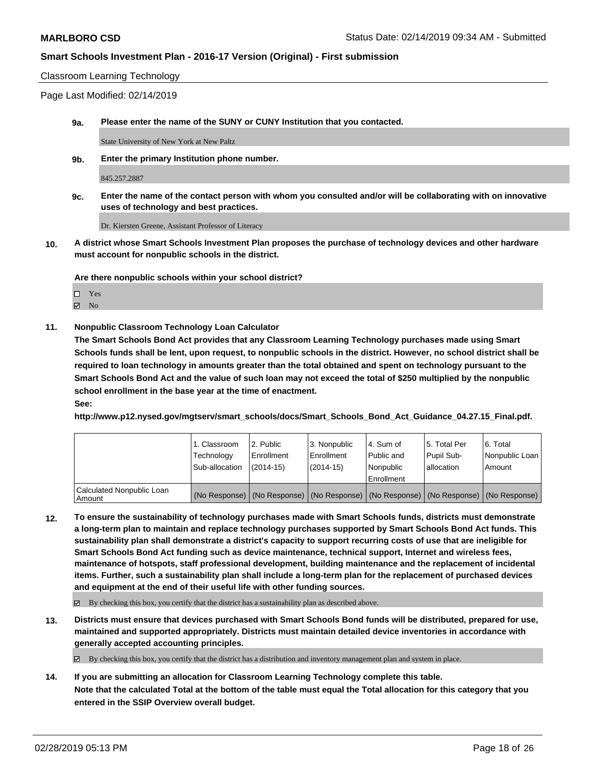Classroom Learning Technology

Page Last Modified: 02/14/2019

**9a.** **Please enter the name of the SUNY or CUNY Institution that you contacted.**

State University of New York at New Paltz

**9b.** **Enter the primary Institution phone number.**

845.257.2887

**9c.** **Enter the name of the contact person with whom you consulted and/or will be collaborating with on innovative uses of technology and best practices.**

Dr. Kiersten Greene, Assistant Professor of Literacy

**10.** **A district whose Smart Schools Investment Plan proposes the purchase of technology devices and other hardware must account for nonpublic schools in the district.**

**Are there nonpublic schools within your school district?**

☐ Yes
☑ No

**11.** **Nonpublic Classroom Technology Loan Calculator**

**The Smart Schools Bond Act provides that any Classroom Learning Technology purchases made using Smart Schools funds shall be lent, upon request, to nonpublic schools in the district. However, no school district shall be required to loan technology in amounts greater than the total obtained and spent on technology pursuant to the Smart Schools Bond Act and the value of such loan may not exceed the total of $250 multiplied by the nonpublic school enrollment in the base year at the time of enactment.**

**See:**

**http://www.p12.nysed.gov/mgtserv/smart_schools/docs/Smart_Schools_Bond_Act_Guidance_04.27.15_Final.pdf.**

| | 1. Classroom Technology Sub-allocation | 2. Public Enrollment (2014-15) | 3. Nonpublic Enrollment (2014-15) | 4. Sum of Public and Nonpublic Enrollment | 5. Total Per Pupil Sub-allocation | 6. Total Nonpublic Loan Amount |
|---|---|---|---|---|---|---|
| Calculated Nonpublic Loan Amount | (No Response) | (No Response) | (No Response) | (No Response) | (No Response) | (No Response) |

**12.** **To ensure the sustainability of technology purchases made with Smart Schools funds, districts must demonstrate a long-term plan to maintain and replace technology purchases supported by Smart Schools Bond Act funds. This sustainability plan shall demonstrate a district's capacity to support recurring costs of use that are ineligible for Smart Schools Bond Act funding such as device maintenance, technical support, Internet and wireless fees, maintenance of hotspots, staff professional development, building maintenance and the replacement of incidental items. Further, such a sustainability plan shall include a long-term plan for the replacement of purchased devices and equipment at the end of their useful life with other funding sources.**

☑ By checking this box, you certify that the district has a sustainability plan as described above.

**13.** **Districts must ensure that devices purchased with Smart Schools Bond funds will be distributed, prepared for use, maintained and supported appropriately. Districts must maintain detailed device inventories in accordance with generally accepted accounting principles.**

☑ By checking this box, you certify that the district has a distribution and inventory management plan and system in place.

**14.** **If you are submitting an allocation for Classroom Learning Technology complete this table.**
**Note that the calculated Total at the bottom of the table must equal the Total allocation for this category that you entered in the SSIP Overview overall budget.**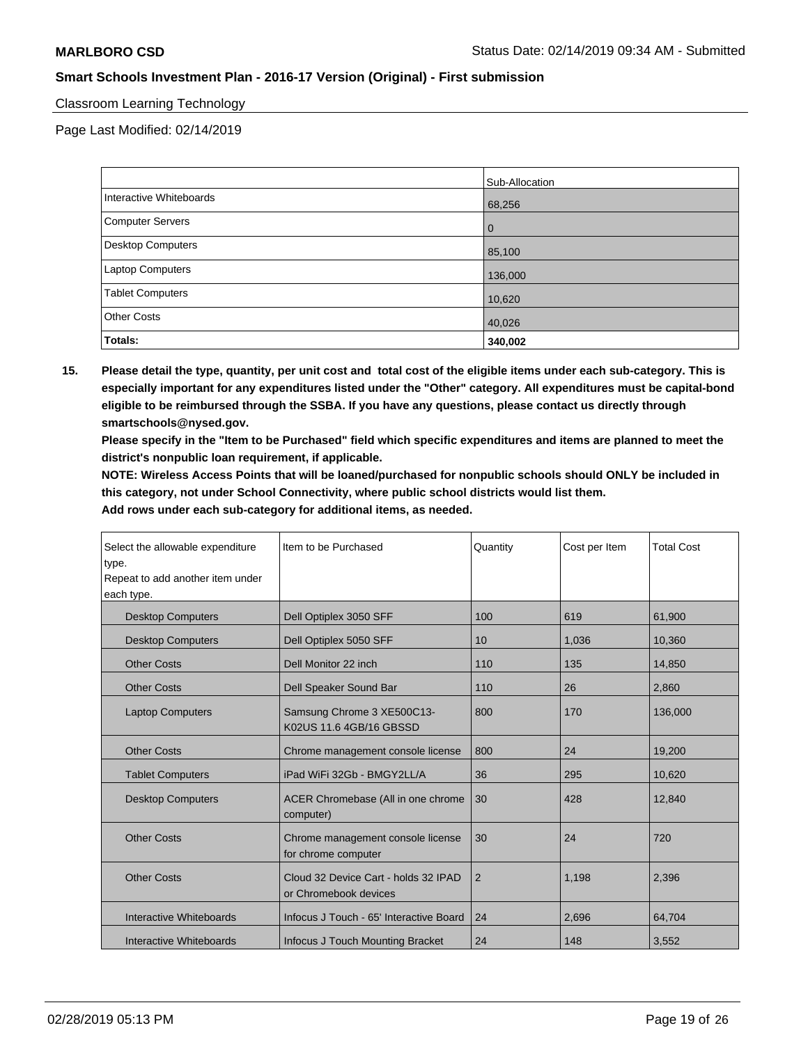Classroom Learning Technology

Page Last Modified: 02/14/2019

| | Sub-Allocation |
|---|---|
| Interactive Whiteboards | 68,256 |
| Computer Servers | 0 |
| Desktop Computers | 85,100 |
| Laptop Computers | 136,000 |
| Tablet Computers | 10,620 |
| Other Costs | 40,026 |
| **Totals:** | **340,002** |

**15. Please detail the type, quantity, per unit cost and total cost of the eligible items under each sub-category. This is especially important for any expenditures listed under the "Other" category. All expenditures must be capital-bond eligible to be reimbursed through the SSBA. If you have any questions, please contact us directly through smartschools@nysed.gov.**

**Please specify in the "Item to be Purchased" field which specific expenditures and items are planned to meet the district's nonpublic loan requirement, if applicable.**

**NOTE: Wireless Access Points that will be loaned/purchased for nonpublic schools should ONLY be included in this category, not under School Connectivity, where public school districts would list them.**

**Add rows under each sub-category for additional items, as needed.**

| Select the allowable expenditure type. Repeat to add another item under each type. | Item to be Purchased | Quantity | Cost per Item | Total Cost |
|---|---|---|---|---|
| Desktop Computers | Dell Optiplex 3050 SFF | 100 | 619 | 61,900 |
| Desktop Computers | Dell Optiplex 5050 SFF | 10 | 1,036 | 10,360 |
| Other Costs | Dell Monitor 22 inch | 110 | 135 | 14,850 |
| Other Costs | Dell Speaker Sound Bar | 110 | 26 | 2,860 |
| Laptop Computers | Samsung Chrome 3 XE500C13-K02US 11.6 4GB/16 GBSSD | 800 | 170 | 136,000 |
| Other Costs | Chrome management console license | 800 | 24 | 19,200 |
| Tablet Computers | iPad WiFi 32Gb - BMGY2LL/A | 36 | 295 | 10,620 |
| Desktop Computers | ACER Chromebase (All in one chrome computer) | 30 | 428 | 12,840 |
| Other Costs | Chrome management console license for chrome computer | 30 | 24 | 720 |
| Other Costs | Cloud 32 Device Cart - holds 32 IPAD or Chromebook devices | 2 | 1,198 | 2,396 |
| Interactive Whiteboards | Infocus J Touch - 65' Interactive Board | 24 | 2,696 | 64,704 |
| Interactive Whiteboards | Infocus J Touch Mounting Bracket | 24 | 148 | 3,552 |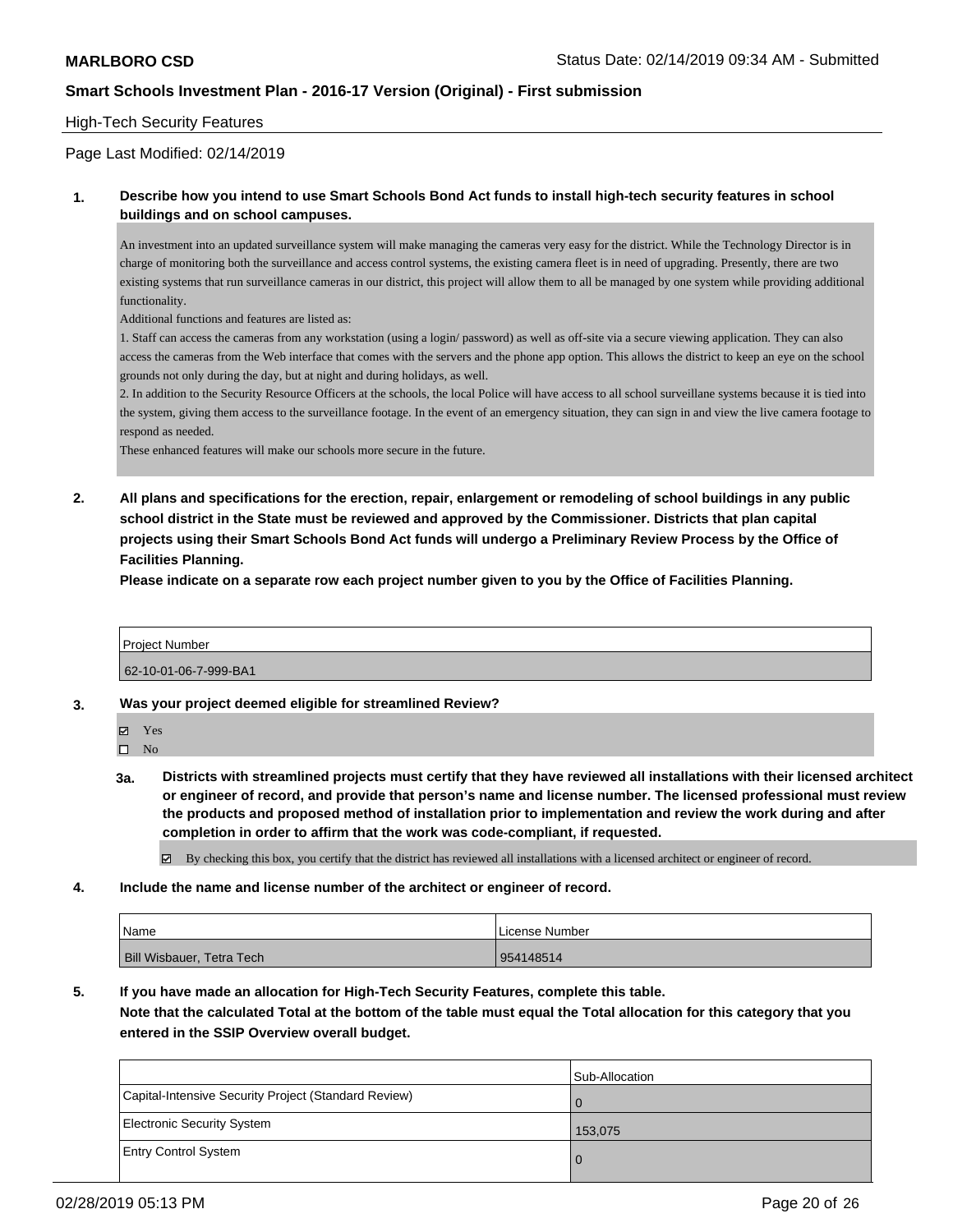**MARLBORO CSD** Status Date: 02/14/2019 09:34 AM - Submitted

**Smart Schools Investment Plan - 2016-17 Version (Original) - First submission**

High-Tech Security Features

Page Last Modified: 02/14/2019

**1. Describe how you intend to use Smart Schools Bond Act funds to install high-tech security features in school buildings and on school campuses.**

An investment into an updated surveillance system will make managing the cameras very easy for the district. While the Technology Director is in charge of monitoring both the surveillance and access control systems, the existing camera fleet is in need of upgrading. Presently, there are two existing systems that run surveillance cameras in our district, this project will allow them to all be managed by one system while providing additional functionality.

Additional functions and features are listed as:

1. Staff can access the cameras from any workstation (using a login/ password) as well as off-site via a secure viewing application. They can also access the cameras from the Web interface that comes with the servers and the phone app option. This allows the district to keep an eye on the school grounds not only during the day, but at night and during holidays, as well.
2. In addition to the Security Resource Officers at the schools, the local Police will have access to all school surveillane systems because it is tied into the system, giving them access to the surveillance footage. In the event of an emergency situation, they can sign in and view the live camera footage to respond as needed.

These enhanced features will make our schools more secure in the future.

**2. All plans and specifications for the erection, repair, enlargement or remodeling of school buildings in any public school district in the State must be reviewed and approved by the Commissioner. Districts that plan capital projects using their Smart Schools Bond Act funds will undergo a Preliminary Review Process by the Office of Facilities Planning.**

**Please indicate on a separate row each project number given to you by the Office of Facilities Planning.**

| Project Number |
| --- |
| 62-10-01-06-7-999-BA1 |

**3. Was your project deemed eligible for streamlined Review?**

☑ Yes
☐ No

**3a. Districts with streamlined projects must certify that they have reviewed all installations with their licensed architect or engineer of record, and provide that person's name and license number. The licensed professional must review the products and proposed method of installation prior to implementation and review the work during and after completion in order to affirm that the work was code-compliant, if requested.**

☑ By checking this box, you certify that the district has reviewed all installations with a licensed architect or engineer of record.

**4. Include the name and license number of the architect or engineer of record.**

| Name | License Number |
| --- | --- |
| Bill Wisbauer, Tetra Tech | 954148514 |

**5. If you have made an allocation for High-Tech Security Features, complete this table.**
**Note that the calculated Total at the bottom of the table must equal the Total allocation for this category that you entered in the SSIP Overview overall budget.**

| | Sub-Allocation |
| --- | --- |
| Capital-Intensive Security Project (Standard Review) | 0 |
| Electronic Security System | 153,075 |
| Entry Control System | 0 |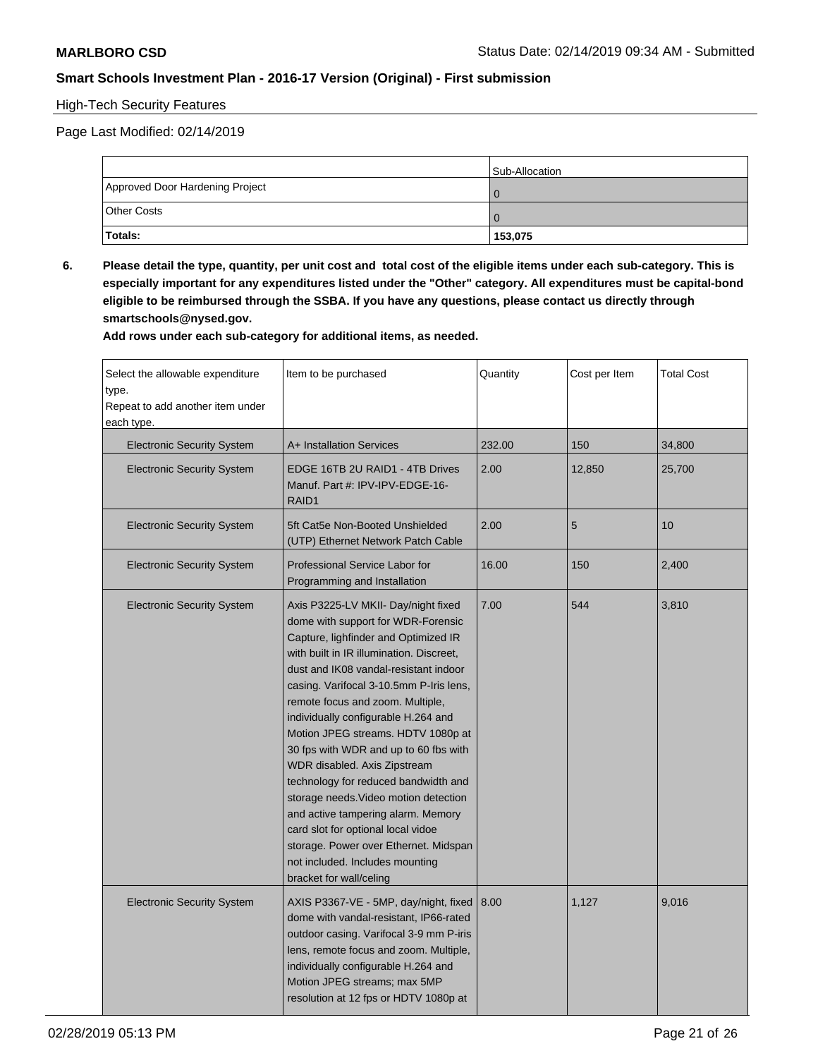High-Tech Security Features

Page Last Modified: 02/14/2019

| | Sub-Allocation |
|---|---|
| Approved Door Hardening Project | 0 |
| Other Costs | 0 |
| **Totals:** | **153,075** |

**6. Please detail the type, quantity, per unit cost and total cost of the eligible items under each sub-category. This is especially important for any expenditures listed under the "Other" category. All expenditures must be capital-bond eligible to be reimbursed through the SSBA. If you have any questions, please contact us directly through smartschools@nysed.gov.**

**Add rows under each sub-category for additional items, as needed.**

| Select the allowable expenditure type. Repeat to add another item under each type. | Item to be purchased | Quantity | Cost per Item | Total Cost |
|---|---|---|---|---|
| Electronic Security System | A+ Installation Services | 232.00 | 150 | 34,800 |
| Electronic Security System | EDGE 16TB 2U RAID1 - 4TB Drives Manuf. Part #: IPV-IPV-EDGE-16-RAID1 | 2.00 | 12,850 | 25,700 |
| Electronic Security System | 5ft Cat5e Non-Booted Unshielded (UTP) Ethernet Network Patch Cable | 2.00 | 5 | 10 |
| Electronic Security System | Professional Service Labor for Programming and Installation | 16.00 | 150 | 2,400 |
| Electronic Security System | Axis P3225-LV MKII- Day/night fixed dome with support for WDR-Forensic Capture, lighfinder and Optimized IR with built in IR illumination. Discreet, dust and IK08 vandal-resistant indoor casing. Varifocal 3-10.5mm P-Iris lens, remote focus and zoom. Multiple, individually configurable H.264 and Motion JPEG streams. HDTV 1080p at 30 fps with WDR and up to 60 fbs with WDR disabled. Axis Zipstream technology for reduced bandwidth and storage needs.Video motion detection and active tampering alarm. Memory card slot for optional local vidoe storage. Power over Ethernet. Midspan not included. Includes mounting bracket for wall/celing | 7.00 | 544 | 3,810 |
| Electronic Security System | AXIS P3367-VE - 5MP, day/night, fixed dome with vandal-resistant, IP66-rated outdoor casing. Varifocal 3-9 mm P-iris lens, remote focus and zoom. Multiple, individually configurable H.264 and Motion JPEG streams; max 5MP resolution at 12 fps or HDTV 1080p at | 8.00 | 1,127 | 9,016 |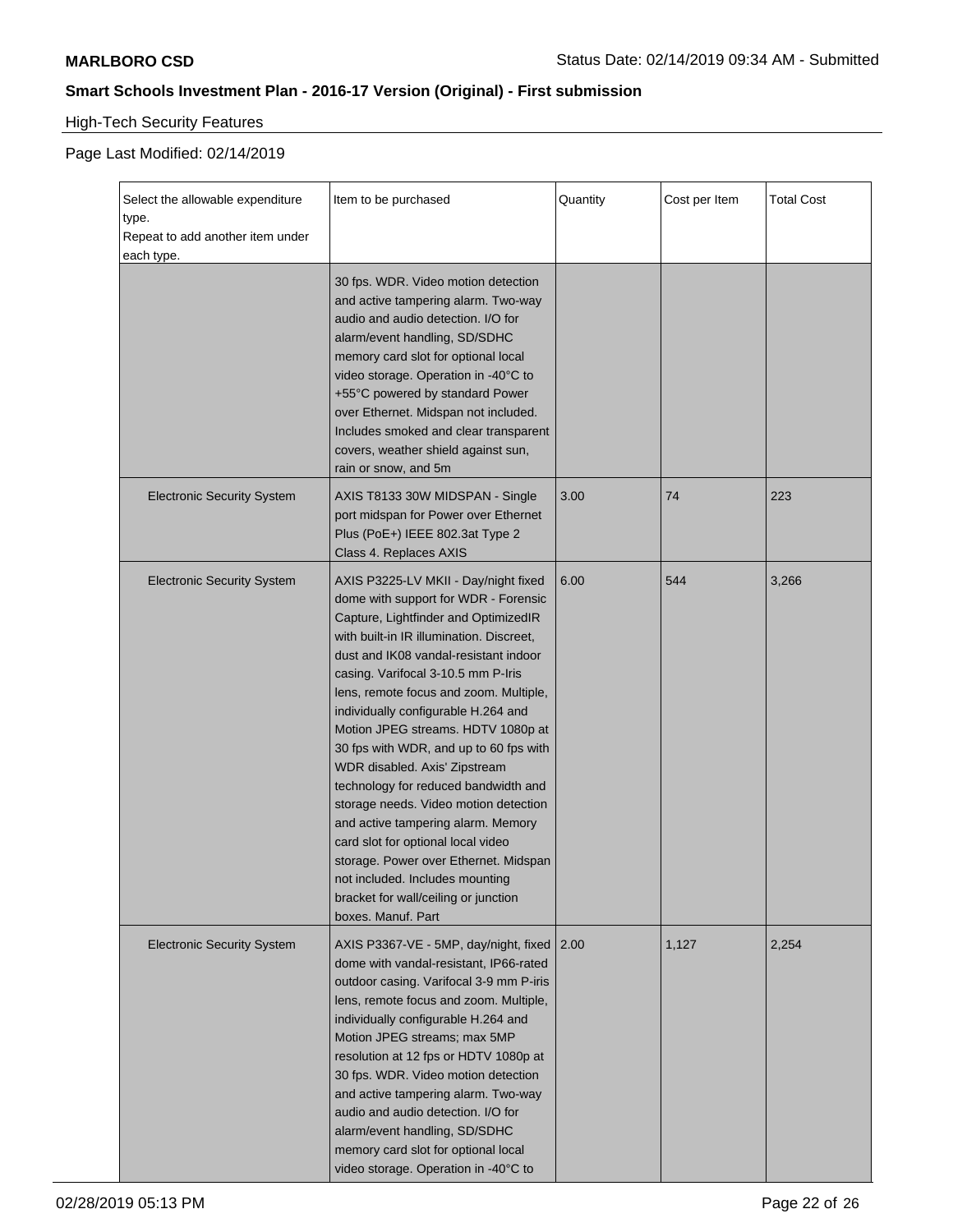**MARLBORO CSD**

Status Date: 02/14/2019 09:34 AM - Submitted

## Smart Schools Investment Plan - 2016-17 Version (Original) - First submission

High-Tech Security Features

Page Last Modified: 02/14/2019

| Select the allowable expenditure type. Repeat to add another item under each type. | Item to be purchased | Quantity | Cost per Item | Total Cost |
|---|---|---|---|---|
| | 30 fps. WDR. Video motion detection and active tampering alarm. Two-way audio and audio detection. I/O for alarm/event handling, SD/SDHC memory card slot for optional local video storage. Operation in -40°C to +55°C powered by standard Power over Ethernet. Midspan not included. Includes smoked and clear transparent covers, weather shield against sun, rain or snow, and 5m | | | |
| Electronic Security System | AXIS T8133 30W MIDSPAN - Single port midspan for Power over Ethernet Plus (PoE+) IEEE 802.3at Type 2 Class 4. Replaces AXIS | 3.00 | 74 | 223 |
| Electronic Security System | AXIS P3225-LV MKII - Day/night fixed dome with support for WDR - Forensic Capture, Lightfinder and OptimizedIR with built-in IR illumination. Discreet, dust and IK08 vandal-resistant indoor casing. Varifocal 3-10.5 mm P-Iris lens, remote focus and zoom. Multiple, individually configurable H.264 and Motion JPEG streams. HDTV 1080p at 30 fps with WDR, and up to 60 fps with WDR disabled. Axis' Zipstream technology for reduced bandwidth and storage needs. Video motion detection and active tampering alarm. Memory card slot for optional local video storage. Power over Ethernet. Midspan not included. Includes mounting bracket for wall/ceiling or junction boxes. Manuf. Part | 6.00 | 544 | 3,266 |
| Electronic Security System | AXIS P3367-VE - 5MP, day/night, fixed dome with vandal-resistant, IP66-rated outdoor casing. Varifocal 3-9 mm P-iris lens, remote focus and zoom. Multiple, individually configurable H.264 and Motion JPEG streams; max 5MP resolution at 12 fps or HDTV 1080p at 30 fps. WDR. Video motion detection and active tampering alarm. Two-way audio and audio detection. I/O for alarm/event handling, SD/SDHC memory card slot for optional local video storage. Operation in -40°C to | 2.00 | 1,127 | 2,254 |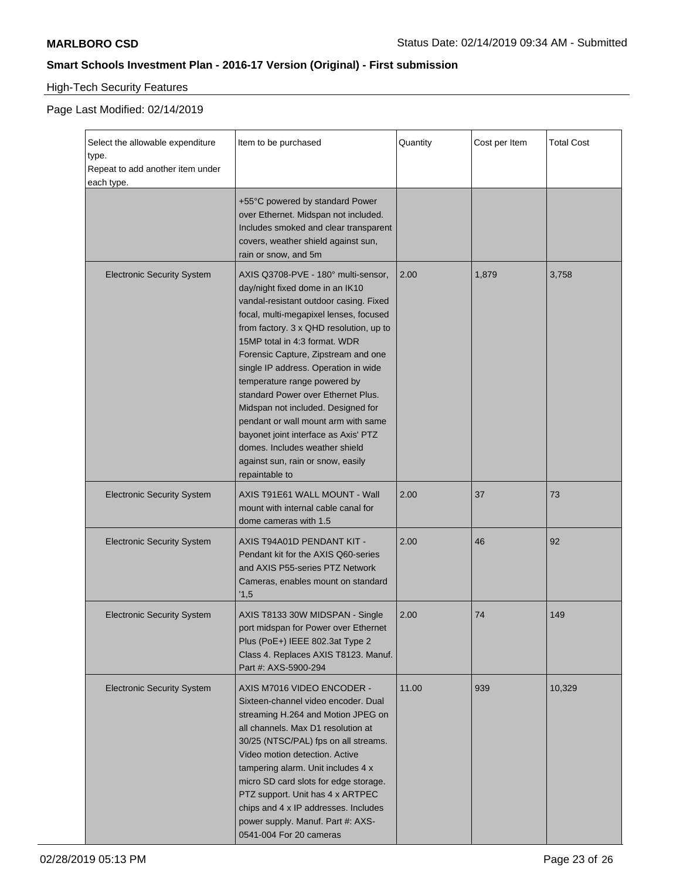## Smart Schools Investment Plan - 2016-17 Version (Original) - First submission

High-Tech Security Features

Page Last Modified: 02/14/2019

| Select the allowable expenditure type. Repeat to add another item under each type. | Item to be purchased | Quantity | Cost per Item | Total Cost |
|---|---|---|---|---|
| | +55°C powered by standard Power over Ethernet. Midspan not included. Includes smoked and clear transparent covers, weather shield against sun, rain or snow, and 5m | | | |
| Electronic Security System | AXIS Q3708-PVE - 180° multi-sensor, day/night fixed dome in an IK10 vandal-resistant outdoor casing. Fixed focal, multi-megapixel lenses, focused from factory. 3 x QHD resolution, up to 15MP total in 4:3 format. WDR Forensic Capture, Zipstream and one single IP address. Operation in wide temperature range powered by standard Power over Ethernet Plus. Midspan not included. Designed for pendant or wall mount arm with same bayonet joint interface as Axis' PTZ domes. Includes weather shield against sun, rain or snow, easily repaintable to | 2.00 | 1,879 | 3,758 |
| Electronic Security System | AXIS T91E61 WALL MOUNT - Wall mount with internal cable canal for dome cameras with 1.5 | 2.00 | 37 | 73 |
| Electronic Security System | AXIS T94A01D PENDANT KIT - Pendant kit for the AXIS Q60-series and AXIS P55-series PTZ Network Cameras, enables mount on standard '1,5 | 2.00 | 46 | 92 |
| Electronic Security System | AXIS T8133 30W MIDSPAN - Single port midspan for Power over Ethernet Plus (PoE+) IEEE 802.3at Type 2 Class 4. Replaces AXIS T8123. Manuf. Part #: AXS-5900-294 | 2.00 | 74 | 149 |
| Electronic Security System | AXIS M7016 VIDEO ENCODER - Sixteen-channel video encoder. Dual streaming H.264 and Motion JPEG on all channels. Max D1 resolution at 30/25 (NTSC/PAL) fps on all streams. Video motion detection. Active tampering alarm. Unit includes 4 x micro SD card slots for edge storage. PTZ support. Unit has 4 x ARTPEC chips and 4 x IP addresses. Includes power supply. Manuf. Part #: AXS-0541-004 For 20 cameras | 11.00 | 939 | 10,329 |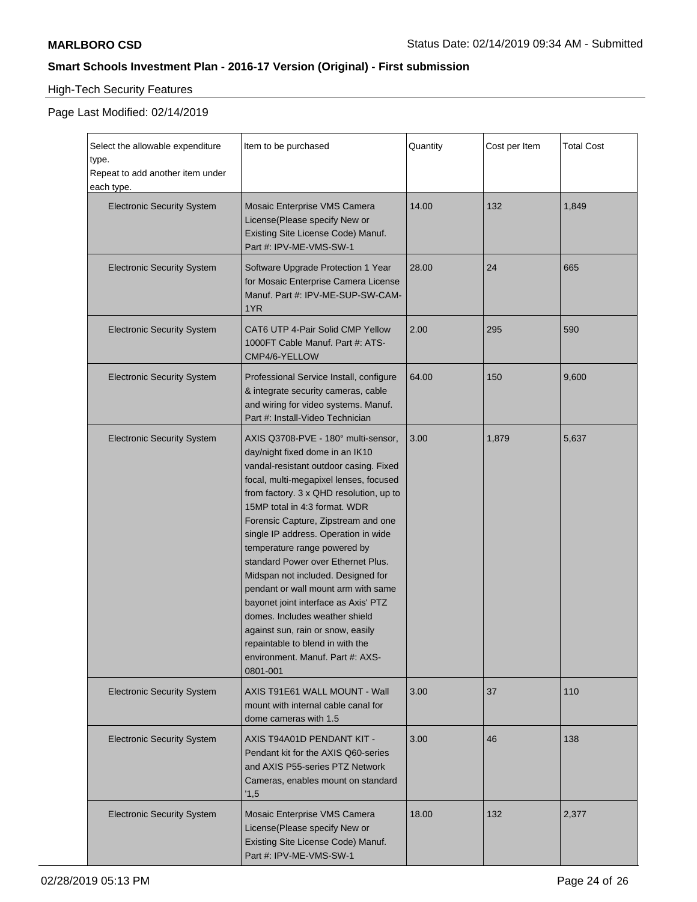**MARLBORO CSD** Status Date: 02/14/2019 09:34 AM - Submitted

## Smart Schools Investment Plan - 2016-17 Version (Original) - First submission

High-Tech Security Features

Page Last Modified: 02/14/2019

| Select the allowable expenditure type. Repeat to add another item under each type. | Item to be purchased | Quantity | Cost per Item | Total Cost |
|---|---|---|---|---|
| Electronic Security System | Mosaic Enterprise VMS Camera License(Please specify New or Existing Site License Code) Manuf. Part #: IPV-ME-VMS-SW-1 | 14.00 | 132 | 1,849 |
| Electronic Security System | Software Upgrade Protection 1 Year for Mosaic Enterprise Camera License Manuf. Part #: IPV-ME-SUP-SW-CAM-1YR | 28.00 | 24 | 665 |
| Electronic Security System | CAT6 UTP 4-Pair Solid CMP Yellow 1000FT Cable Manuf. Part #: ATS-CMP4/6-YELLOW | 2.00 | 295 | 590 |
| Electronic Security System | Professional Service Install, configure & integrate security cameras, cable and wiring for video systems. Manuf. Part #: Install-Video Technician | 64.00 | 150 | 9,600 |
| Electronic Security System | AXIS Q3708-PVE - 180° multi-sensor, day/night fixed dome in an IK10 vandal-resistant outdoor casing. Fixed focal, multi-megapixel lenses, focused from factory. 3 x QHD resolution, up to 15MP total in 4:3 format. WDR Forensic Capture, Zipstream and one single IP address. Operation in wide temperature range powered by standard Power over Ethernet Plus. Midspan not included. Designed for pendant or wall mount arm with same bayonet joint interface as Axis' PTZ domes. Includes weather shield against sun, rain or snow, easily repaintable to blend in with the environment. Manuf. Part #: AXS-0801-001 | 3.00 | 1,879 | 5,637 |
| Electronic Security System | AXIS T91E61 WALL MOUNT - Wall mount with internal cable canal for dome cameras with 1.5 | 3.00 | 37 | 110 |
| Electronic Security System | AXIS T94A01D PENDANT KIT - Pendant kit for the AXIS Q60-series and AXIS P55-series PTZ Network Cameras, enables mount on standard '1,5 | 3.00 | 46 | 138 |
| Electronic Security System | Mosaic Enterprise VMS Camera License(Please specify New or Existing Site License Code) Manuf. Part #: IPV-ME-VMS-SW-1 | 18.00 | 132 | 2,377 |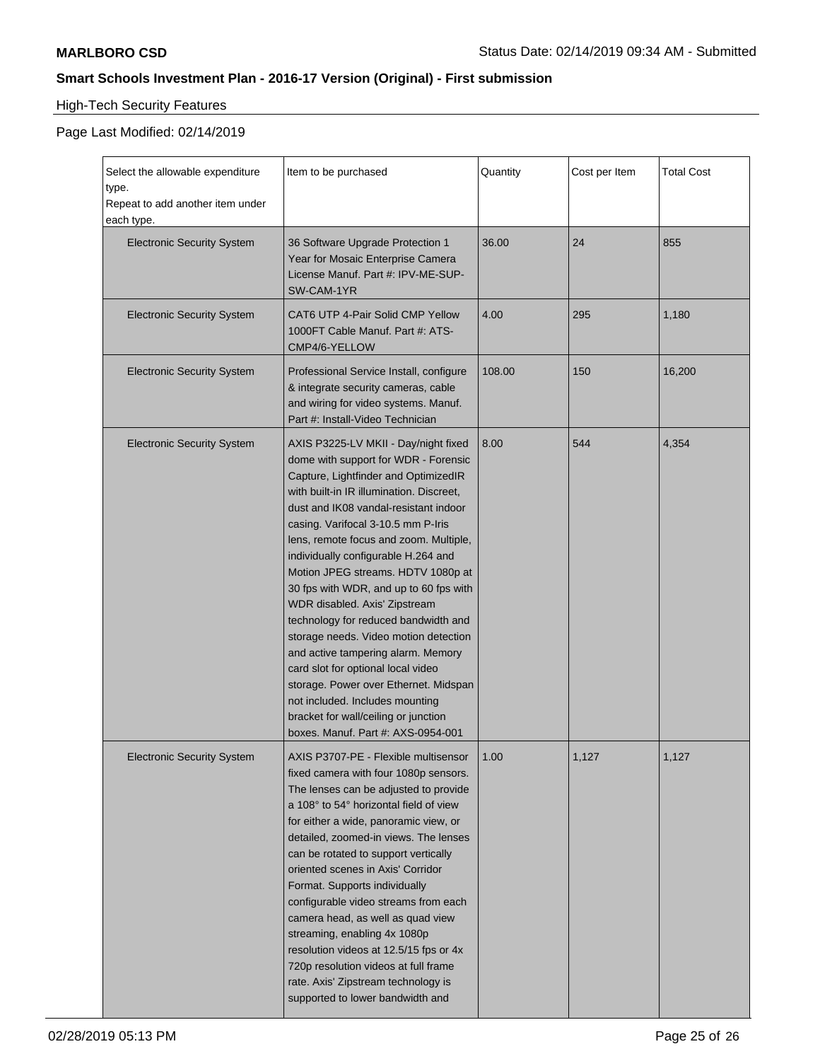**MARLBORO CSD**

Status Date: 02/14/2019 09:34 AM - Submitted

## Smart Schools Investment Plan - 2016-17 Version (Original) - First submission

### High-Tech Security Features

Page Last Modified: 02/14/2019

| Select the allowable expenditure type. Repeat to add another item under each type. | Item to be purchased | Quantity | Cost per Item | Total Cost |
|---|---|---|---|---|
| Electronic Security System | 36 Software Upgrade Protection 1 Year for Mosaic Enterprise Camera License Manuf. Part #: IPV-ME-SUP-SW-CAM-1YR | 36.00 | 24 | 855 |
| Electronic Security System | CAT6 UTP 4-Pair Solid CMP Yellow 1000FT Cable Manuf. Part #: ATS-CMP4/6-YELLOW | 4.00 | 295 | 1,180 |
| Electronic Security System | Professional Service Install, configure & integrate security cameras, cable and wiring for video systems. Manuf. Part #: Install-Video Technician | 108.00 | 150 | 16,200 |
| Electronic Security System | AXIS P3225-LV MKII - Day/night fixed dome with support for WDR - Forensic Capture, Lightfinder and OptimizedIR with built-in IR illumination. Discreet, dust and IK08 vandal-resistant indoor casing. Varifocal 3-10.5 mm P-Iris lens, remote focus and zoom. Multiple, individually configurable H.264 and Motion JPEG streams. HDTV 1080p at 30 fps with WDR, and up to 60 fps with WDR disabled. Axis' Zipstream technology for reduced bandwidth and storage needs. Video motion detection and active tampering alarm. Memory card slot for optional local video storage. Power over Ethernet. Midspan not included. Includes mounting bracket for wall/ceiling or junction boxes. Manuf. Part #: AXS-0954-001 | 8.00 | 544 | 4,354 |
| Electronic Security System | AXIS P3707-PE - Flexible multisensor fixed camera with four 1080p sensors. The lenses can be adjusted to provide a 108° to 54° horizontal field of view for either a wide, panoramic view, or detailed, zoomed-in views. The lenses can be rotated to support vertically oriented scenes in Axis' Corridor Format. Supports individually configurable video streams from each camera head, as well as quad view streaming, enabling 4x 1080p resolution videos at 12.5/15 fps or 4x 720p resolution videos at full frame rate. Axis' Zipstream technology is supported to lower bandwidth and | 1.00 | 1,127 | 1,127 |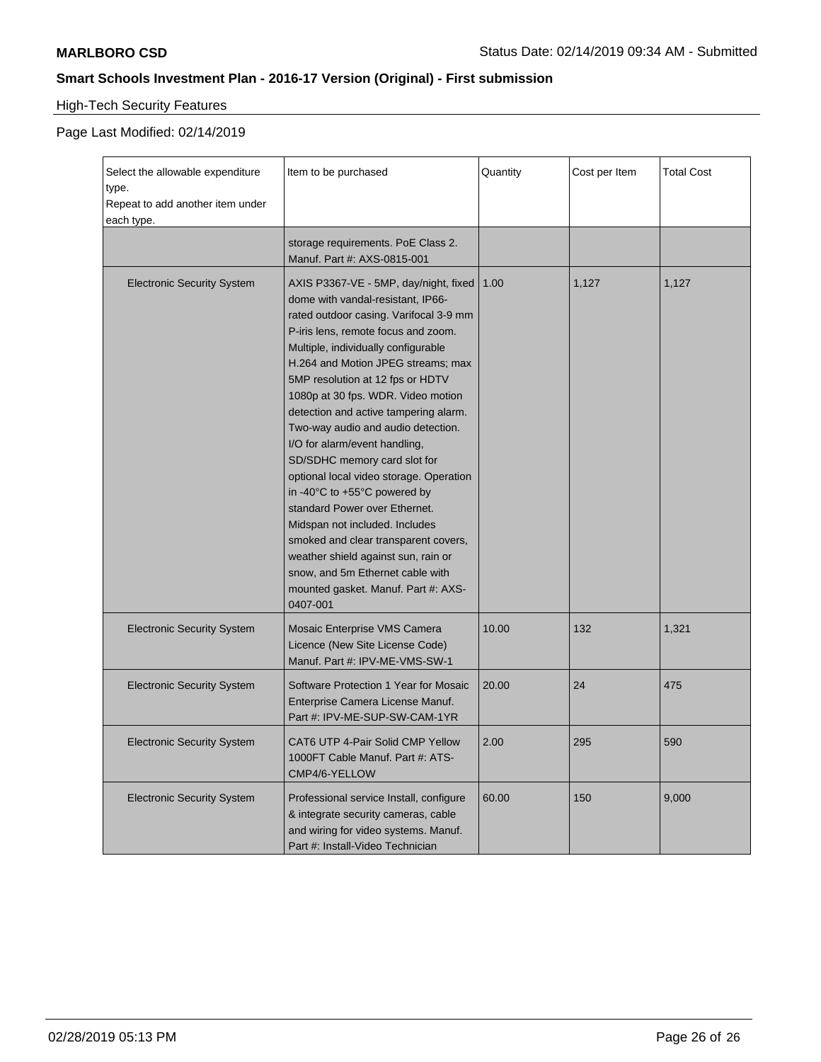High-Tech Security Features

Page Last Modified: 02/14/2019

| Select the allowable expenditure type. Repeat to add another item under each type. | Item to be purchased | Quantity | Cost per Item | Total Cost |
|---|---|---|---|---|
| | storage requirements. PoE Class 2. Manuf. Part #: AXS-0815-001 | | | |
| Electronic Security System | AXIS P3367-VE - 5MP, day/night, fixed dome with vandal-resistant, IP66-rated outdoor casing. Varifocal 3-9 mm P-iris lens, remote focus and zoom. Multiple, individually configurable H.264 and Motion JPEG streams; max 5MP resolution at 12 fps or HDTV 1080p at 30 fps. WDR. Video motion detection and active tampering alarm. Two-way audio and audio detection. I/O for alarm/event handling, SD/SDHC memory card slot for optional local video storage. Operation in -40°C to +55°C powered by standard Power over Ethernet. Midspan not included. Includes smoked and clear transparent covers, weather shield against sun, rain or snow, and 5m Ethernet cable with mounted gasket. Manuf. Part #: AXS-0407-001 | 1.00 | 1,127 | 1,127 |
| Electronic Security System | Mosaic Enterprise VMS Camera Licence (New Site License Code) Manuf. Part #: IPV-ME-VMS-SW-1 | 10.00 | 132 | 1,321 |
| Electronic Security System | Software Protection 1 Year for Mosaic Enterprise Camera License Manuf. Part #: IPV-ME-SUP-SW-CAM-1YR | 20.00 | 24 | 475 |
| Electronic Security System | CAT6 UTP 4-Pair Solid CMP Yellow 1000FT Cable Manuf. Part #: ATS-CMP4/6-YELLOW | 2.00 | 295 | 590 |
| Electronic Security System | Professional service Install, configure & integrate security cameras, cable and wiring for video systems. Manuf. Part #: Install-Video Technician | 60.00 | 150 | 9,000 |